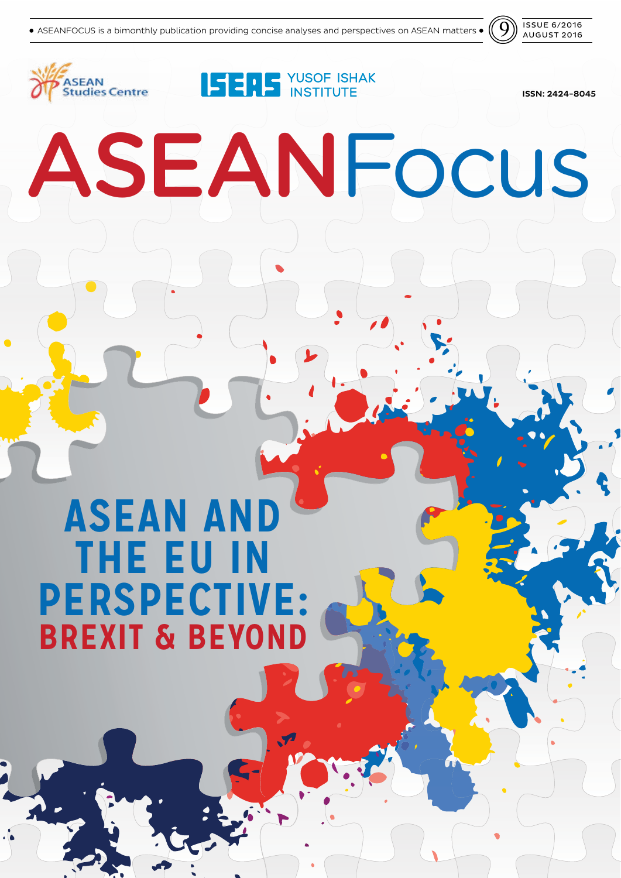• ASEANFOCUS is a bimonthly publication providing concise analyses and perspectives on ASEAN matters •

9

ISSUE 6/2016
AUGUST 2016

ASEAN Studies Centre

ISEAS YUSOF ISHAK INSTITUTE

ISSN: 2424-8045

# ASEANFocus

# ASEAN AND THE EU IN PERSPECTIVE:
## BREXIT & BEYOND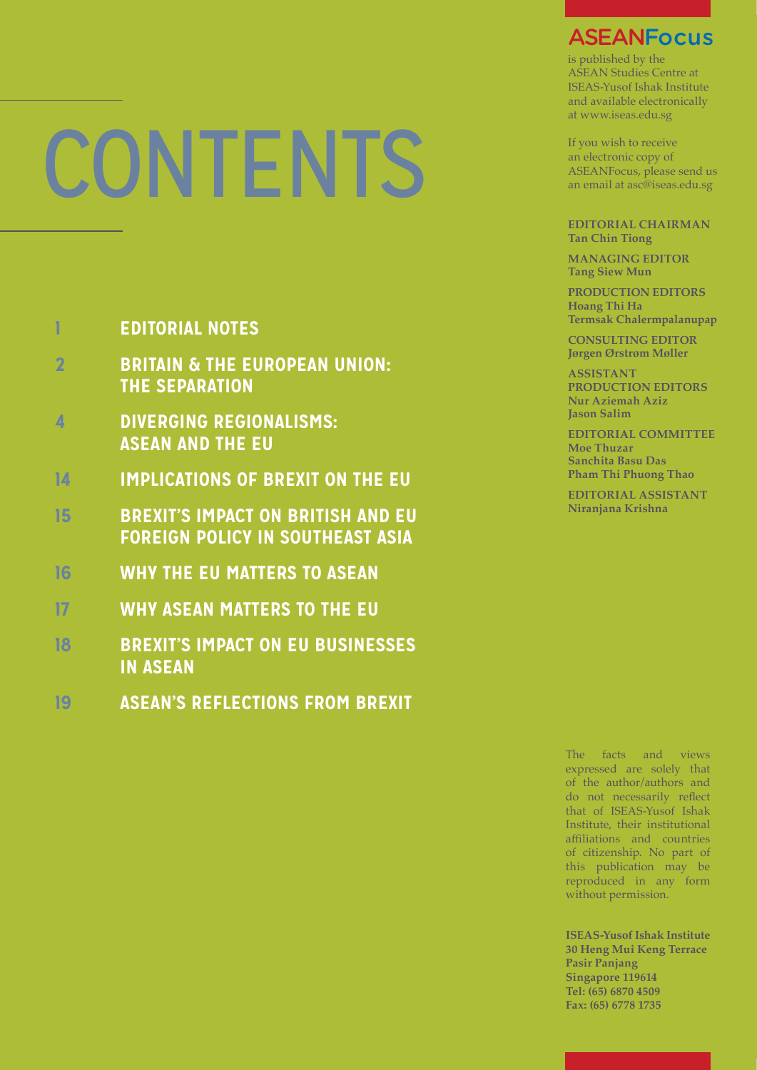# CONTENTS

| | |
|---|---|
| 1 | **EDITORIAL NOTES** |
| 2 | **BRITAIN & THE EUROPEAN UNION: THE SEPARATION** |
| 4 | **DIVERGING REGIONALISMS: ASEAN AND THE EU** |
| 14 | **IMPLICATIONS OF BREXIT ON THE EU** |
| 15 | **BREXIT'S IMPACT ON BRITISH AND EU FOREIGN POLICY IN SOUTHEAST ASIA** |
| 16 | **WHY THE EU MATTERS TO ASEAN** |
| 17 | **WHY ASEAN MATTERS TO THE EU** |
| 18 | **BREXIT'S IMPACT ON EU BUSINESSES IN ASEAN** |
| 19 | **ASEAN'S REFLECTIONS FROM BREXIT** |

**ASEANFocus**

is published by the ASEAN Studies Centre at ISEAS-Yusof Ishak Institute and available electronically at www.iseas.edu.sg

If you wish to receive an electronic copy of ASEANFocus, please send us an email at asc@iseas.edu.sg

**EDITORIAL CHAIRMAN**
**Tan Chin Tiong**

**MANAGING EDITOR**
**Tang Siew Mun**

**PRODUCTION EDITORS**
**Hoang Thi Ha**
**Termsak Chalermpalanupap**

**CONSULTING EDITOR**
**Jørgen Ørstrøm Møller**

**ASSISTANT PRODUCTION EDITORS**
**Nur Aziemah Aziz**
**Jason Salim**

**EDITORIAL COMMITTEE**
**Moe Thuzar**
**Sanchita Basu Das**
**Pham Thi Phuong Thao**

**EDITORIAL ASSISTANT**
**Niranjana Krishna**

The facts and views expressed are solely that of the author/authors and do not necessarily reflect that of ISEAS-Yusof Ishak Institute, their institutional affiliations and countries of citizenship. No part of this publication may be reproduced in any form without permission.

**ISEAS-Yusof Ishak Institute**
**30 Heng Mui Keng Terrace**
**Pasir Panjang**
**Singapore 119614**
**Tel: (65) 6870 4509**
**Fax: (65) 6778 1735**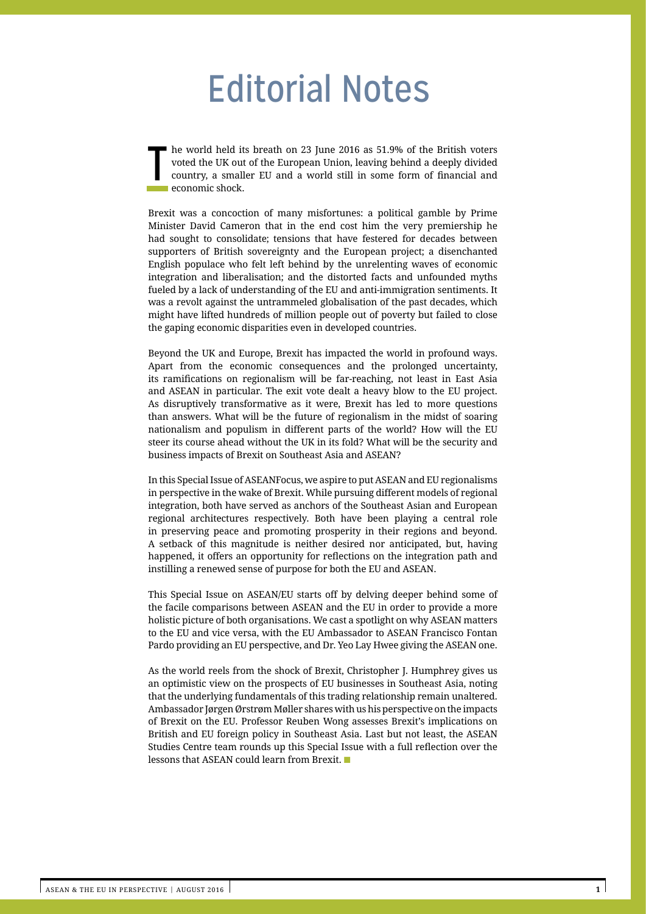# Editorial Notes

The world held its breath on 23 June 2016 as 51.9% of the British voters voted the UK out of the European Union, leaving behind a deeply divided country, a smaller EU and a world still in some form of financial and economic shock.

Brexit was a concoction of many misfortunes: a political gamble by Prime Minister David Cameron that in the end cost him the very premiership he had sought to consolidate; tensions that have festered for decades between supporters of British sovereignty and the European project; a disenchanted English populace who felt left behind by the unrelenting waves of economic integration and liberalisation; and the distorted facts and unfounded myths fueled by a lack of understanding of the EU and anti-immigration sentiments. It was a revolt against the untrammeled globalisation of the past decades, which might have lifted hundreds of million people out of poverty but failed to close the gaping economic disparities even in developed countries.

Beyond the UK and Europe, Brexit has impacted the world in profound ways. Apart from the economic consequences and the prolonged uncertainty, its ramifications on regionalism will be far-reaching, not least in East Asia and ASEAN in particular. The exit vote dealt a heavy blow to the EU project. As disruptively transformative as it were, Brexit has led to more questions than answers. What will be the future of regionalism in the midst of soaring nationalism and populism in different parts of the world? How will the EU steer its course ahead without the UK in its fold? What will be the security and business impacts of Brexit on Southeast Asia and ASEAN?

In this Special Issue of ASEANFocus, we aspire to put ASEAN and EU regionalisms in perspective in the wake of Brexit. While pursuing different models of regional integration, both have served as anchors of the Southeast Asian and European regional architectures respectively. Both have been playing a central role in preserving peace and promoting prosperity in their regions and beyond. A setback of this magnitude is neither desired nor anticipated, but, having happened, it offers an opportunity for reflections on the integration path and instilling a renewed sense of purpose for both the EU and ASEAN.

This Special Issue on ASEAN/EU starts off by delving deeper behind some of the facile comparisons between ASEAN and the EU in order to provide a more holistic picture of both organisations. We cast a spotlight on why ASEAN matters to the EU and vice versa, with the EU Ambassador to ASEAN Francisco Fontan Pardo providing an EU perspective, and Dr. Yeo Lay Hwee giving the ASEAN one.

As the world reels from the shock of Brexit, Christopher J. Humphrey gives us an optimistic view on the prospects of EU businesses in Southeast Asia, noting that the underlying fundamentals of this trading relationship remain unaltered. Ambassador Jørgen Ørstrøm Møller shares with us his perspective on the impacts of Brexit on the EU. Professor Reuben Wong assesses Brexit's implications on British and EU foreign policy in Southeast Asia. Last but not least, the ASEAN Studies Centre team rounds up this Special Issue with a full reflection over the lessons that ASEAN could learn from Brexit. ■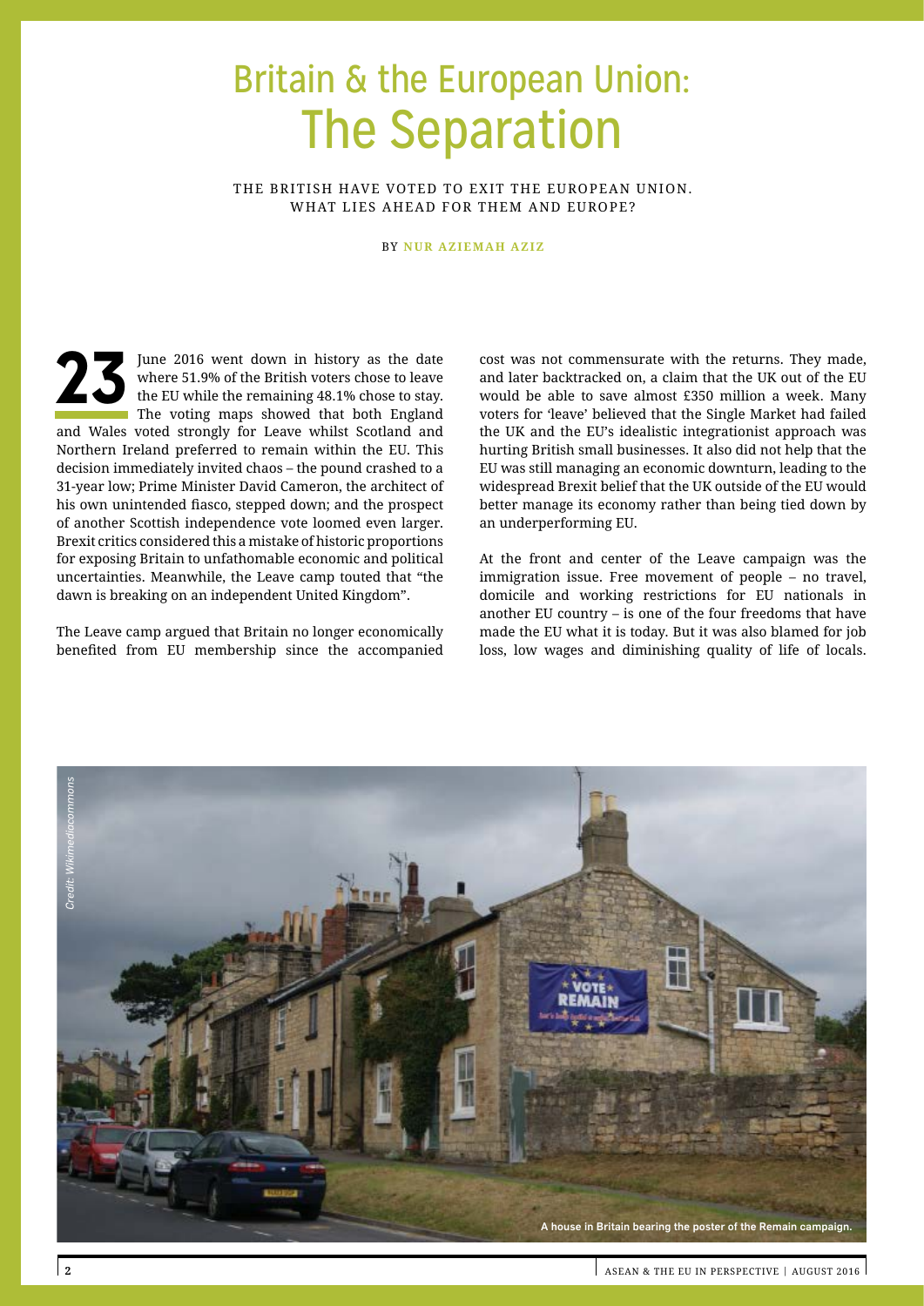# Britain & the European Union: The Separation

THE BRITISH HAVE VOTED TO EXIT THE EUROPEAN UNION. WHAT LIES AHEAD FOR THEM AND EUROPE?

BY **NUR AZIEMAH AZIZ**

**23** June 2016 went down in history as the date where 51.9% of the British voters chose to leave the EU while the remaining 48.1% chose to stay. The voting maps showed that both England and Wales voted strongly for Leave whilst Scotland and Northern Ireland preferred to remain within the EU. This decision immediately invited chaos – the pound crashed to a 31-year low; Prime Minister David Cameron, the architect of his own unintended fiasco, stepped down; and the prospect of another Scottish independence vote loomed even larger. Brexit critics considered this a mistake of historic proportions for exposing Britain to unfathomable economic and political uncertainties. Meanwhile, the Leave camp touted that "the dawn is breaking on an independent United Kingdom".

The Leave camp argued that Britain no longer economically benefited from EU membership since the accompanied cost was not commensurate with the returns. They made, and later backtracked on, a claim that the UK out of the EU would be able to save almost £350 million a week. Many voters for 'leave' believed that the Single Market had failed the UK and the EU's idealistic integrationist approach was hurting British small businesses. It also did not help that the EU was still managing an economic downturn, leading to the widespread Brexit belief that the UK outside of the EU would better manage its economy rather than being tied down by an underperforming EU.

At the front and center of the Leave campaign was the immigration issue. Free movement of people – no travel, domicile and working restrictions for EU nationals in another EU country – is one of the four freedoms that have made the EU what it is today. But it was also blamed for job loss, low wages and diminishing quality of life of locals.

*Credit: Wikimediacommons*

A house in Britain bearing the poster of the Remain campaign.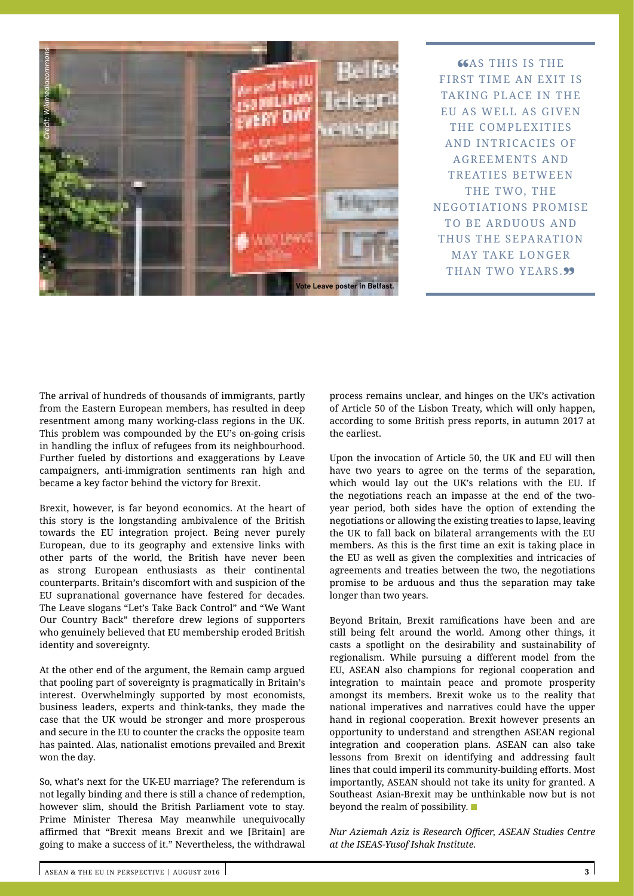Vote Leave poster in Belfast.

> "AS THIS IS THE FIRST TIME AN EXIT IS TAKING PLACE IN THE EU AS WELL AS GIVEN THE COMPLEXITIES AND INTRICACIES OF AGREEMENTS AND TREATIES BETWEEN THE TWO, THE NEGOTIATIONS PROMISE TO BE ARDUOUS AND THUS THE SEPARATION MAY TAKE LONGER THAN TWO YEARS."

The arrival of hundreds of thousands of immigrants, partly from the Eastern European members, has resulted in deep resentment among many working-class regions in the UK. This problem was compounded by the EU's on-going crisis in handling the influx of refugees from its neighbourhood. Further fueled by distortions and exaggerations by Leave campaigners, anti-immigration sentiments ran high and became a key factor behind the victory for Brexit.

Brexit, however, is far beyond economics. At the heart of this story is the longstanding ambivalence of the British towards the EU integration project. Being never purely European, due to its geography and extensive links with other parts of the world, the British have never been as strong European enthusiasts as their continental counterparts. Britain's discomfort with and suspicion of the EU supranational governance have festered for decades. The Leave slogans "Let's Take Back Control" and "We Want Our Country Back" therefore drew legions of supporters who genuinely believed that EU membership eroded British identity and sovereignty.

At the other end of the argument, the Remain camp argued that pooling part of sovereignty is pragmatically in Britain's interest. Overwhelmingly supported by most economists, business leaders, experts and think-tanks, they made the case that the UK would be stronger and more prosperous and secure in the EU to counter the cracks the opposite team has painted. Alas, nationalist emotions prevailed and Brexit won the day.

So, what's next for the UK-EU marriage? The referendum is not legally binding and there is still a chance of redemption, however slim, should the British Parliament vote to stay. Prime Minister Theresa May meanwhile unequivocally affirmed that "Brexit means Brexit and we [Britain] are going to make a success of it." Nevertheless, the withdrawal process remains unclear, and hinges on the UK's activation of Article 50 of the Lisbon Treaty, which will only happen, according to some British press reports, in autumn 2017 at the earliest.

Upon the invocation of Article 50, the UK and EU will then have two years to agree on the terms of the separation, which would lay out the UK's relations with the EU. If the negotiations reach an impasse at the end of the two-year period, both sides have the option of extending the negotiations or allowing the existing treaties to lapse, leaving the UK to fall back on bilateral arrangements with the EU members. As this is the first time an exit is taking place in the EU as well as given the complexities and intricacies of agreements and treaties between the two, the negotiations promise to be arduous and thus the separation may take longer than two years.

Beyond Britain, Brexit ramifications have been and are still being felt around the world. Among other things, it casts a spotlight on the desirability and sustainability of regionalism. While pursuing a different model from the EU, ASEAN also champions for regional cooperation and integration to maintain peace and promote prosperity amongst its members. Brexit woke us to the reality that national imperatives and narratives could have the upper hand in regional cooperation. Brexit however presents an opportunity to understand and strengthen ASEAN regional integration and cooperation plans. ASEAN can also take lessons from Brexit on identifying and addressing fault lines that could imperil its community-building efforts. Most importantly, ASEAN should not take its unity for granted. A Southeast Asian-Brexit may be unthinkable now but is not beyond the realm of possibility. ■

*Nur Aziemah Aziz is Research Officer, ASEAN Studies Centre at the ISEAS-Yusof Ishak Institute.*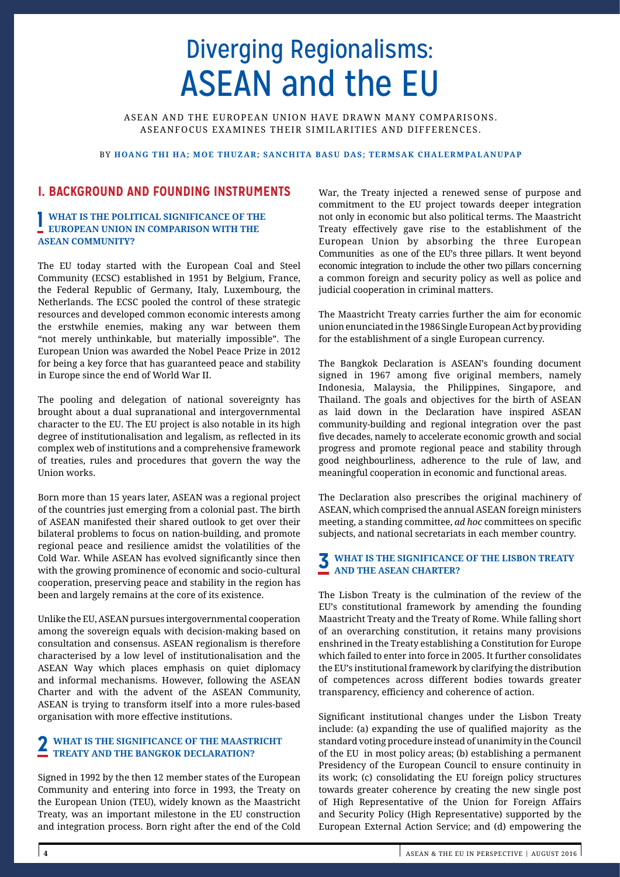# Diverging Regionalisms: ASEAN and the EU

ASEAN AND THE EUROPEAN UNION HAVE DRAWN MANY COMPARISONS. ASEANFOCUS EXAMINES THEIR SIMILARITIES AND DIFFERENCES.

BY **HOANG THI HA; MOE THUZAR; SANCHITA BASU DAS; TERMSAK CHALERMPALANUPAP**

## I. BACKGROUND AND FOUNDING INSTRUMENTS

### 1 WHAT IS THE POLITICAL SIGNIFICANCE OF THE EUROPEAN UNION IN COMPARISON WITH THE ASEAN COMMUNITY?

The EU today started with the European Coal and Steel Community (ECSC) established in 1951 by Belgium, France, the Federal Republic of Germany, Italy, Luxembourg, the Netherlands. The ECSC pooled the control of these strategic resources and developed common economic interests among the erstwhile enemies, making any war between them "not merely unthinkable, but materially impossible". The European Union was awarded the Nobel Peace Prize in 2012 for being a key force that has guaranteed peace and stability in Europe since the end of World War II.

The pooling and delegation of national sovereignty has brought about a dual supranational and intergovernmental character to the EU. The EU project is also notable in its high degree of institutionalisation and legalism, as reflected in its complex web of institutions and a comprehensive framework of treaties, rules and procedures that govern the way the Union works.

Born more than 15 years later, ASEAN was a regional project of the countries just emerging from a colonial past. The birth of ASEAN manifested their shared outlook to get over their bilateral problems to focus on nation-building, and promote regional peace and resilience amidst the volatilities of the Cold War. While ASEAN has evolved significantly since then with the growing prominence of economic and socio-cultural cooperation, preserving peace and stability in the region has been and largely remains at the core of its existence.

Unlike the EU, ASEAN pursues intergovernmental cooperation among the sovereign equals with decision-making based on consultation and consensus. ASEAN regionalism is therefore characterised by a low level of institutionalisation and the ASEAN Way which places emphasis on quiet diplomacy and informal mechanisms. However, following the ASEAN Charter and with the advent of the ASEAN Community, ASEAN is trying to transform itself into a more rules-based organisation with more effective institutions.

### 2 WHAT IS THE SIGNIFICANCE OF THE MAASTRICHT TREATY AND THE BANGKOK DECLARATION?

Signed in 1992 by the then 12 member states of the European Community and entering into force in 1993, the Treaty on the European Union (TEU), widely known as the Maastricht Treaty, was an important milestone in the EU construction and integration process. Born right after the end of the Cold War, the Treaty injected a renewed sense of purpose and commitment to the EU project towards deeper integration not only in economic but also political terms. The Maastricht Treaty effectively gave rise to the establishment of the European Union by absorbing the three European Communities as one of the EU's three pillars. It went beyond economic integration to include the other two pillars concerning a common foreign and security policy as well as police and judicial cooperation in criminal matters.

The Maastricht Treaty carries further the aim for economic union enunciated in the 1986 Single European Act by providing for the establishment of a single European currency.

The Bangkok Declaration is ASEAN's founding document signed in 1967 among five original members, namely Indonesia, Malaysia, the Philippines, Singapore, and Thailand. The goals and objectives for the birth of ASEAN as laid down in the Declaration have inspired ASEAN community-building and regional integration over the past five decades, namely to accelerate economic growth and social progress and promote regional peace and stability through good neighbourliness, adherence to the rule of law, and meaningful cooperation in economic and functional areas.

The Declaration also prescribes the original machinery of ASEAN, which comprised the annual ASEAN foreign ministers meeting, a standing committee, *ad hoc* committees on specific subjects, and national secretariats in each member country.

### 3 WHAT IS THE SIGNIFICANCE OF THE LISBON TREATY AND THE ASEAN CHARTER?

The Lisbon Treaty is the culmination of the review of the EU's constitutional framework by amending the founding Maastricht Treaty and the Treaty of Rome. While falling short of an overarching constitution, it retains many provisions enshrined in the Treaty establishing a Constitution for Europe which failed to enter into force in 2005. It further consolidates the EU's institutional framework by clarifying the distribution of competences across different bodies towards greater transparency, efficiency and coherence of action.

Significant institutional changes under the Lisbon Treaty include: (a) expanding the use of qualified majority as the standard voting procedure instead of unanimity in the Council of the EU in most policy areas; (b) establishing a permanent Presidency of the European Council to ensure continuity in its work; (c) consolidating the EU foreign policy structures towards greater coherence by creating the new single post of High Representative of the Union for Foreign Affairs and Security Policy (High Representative) supported by the European External Action Service; and (d) empowering the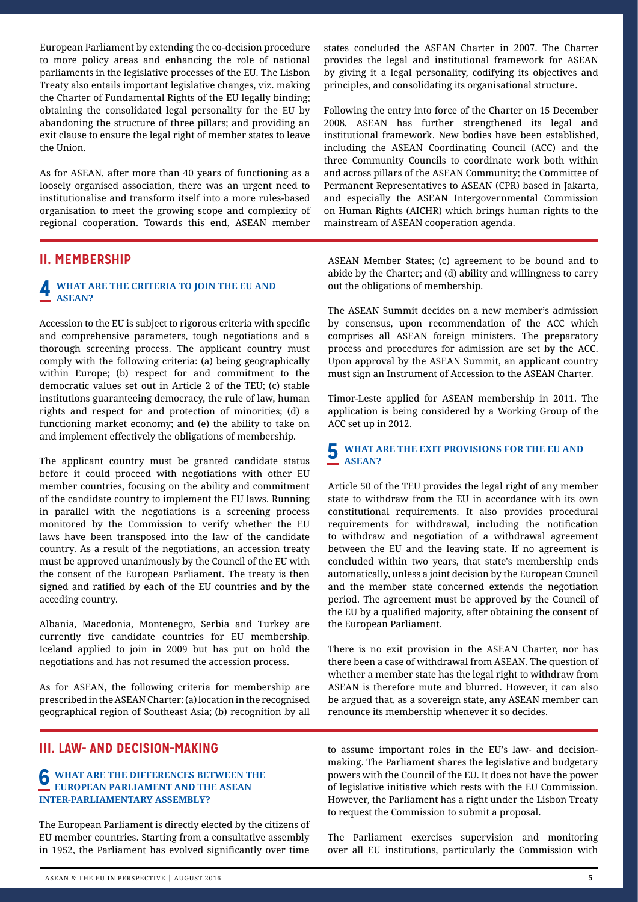European Parliament by extending the co-decision procedure to more policy areas and enhancing the role of national parliaments in the legislative processes of the EU. The Lisbon Treaty also entails important legislative changes, viz. making the Charter of Fundamental Rights of the EU legally binding; obtaining the consolidated legal personality for the EU by abandoning the structure of three pillars; and providing an exit clause to ensure the legal right of member states to leave the Union.

As for ASEAN, after more than 40 years of functioning as a loosely organised association, there was an urgent need to institutionalise and transform itself into a more rules-based organisation to meet the growing scope and complexity of regional cooperation. Towards this end, ASEAN member states concluded the ASEAN Charter in 2007. The Charter provides the legal and institutional framework for ASEAN by giving it a legal personality, codifying its objectives and principles, and consolidating its organisational structure.

Following the entry into force of the Charter on 15 December 2008, ASEAN has further strengthened its legal and institutional framework. New bodies have been established, including the ASEAN Coordinating Council (ACC) and the three Community Councils to coordinate work both within and across pillars of the ASEAN Community; the Committee of Permanent Representatives to ASEAN (CPR) based in Jakarta, and especially the ASEAN Intergovernmental Commission on Human Rights (AICHR) which brings human rights to the mainstream of ASEAN cooperation agenda.

## II. MEMBERSHIP

### 4 WHAT ARE THE CRITERIA TO JOIN THE EU AND ASEAN?

Accession to the EU is subject to rigorous criteria with specific and comprehensive parameters, tough negotiations and a thorough screening process. The applicant country must comply with the following criteria: (a) being geographically within Europe; (b) respect for and commitment to the democratic values set out in Article 2 of the TEU; (c) stable institutions guaranteeing democracy, the rule of law, human rights and respect for and protection of minorities; (d) a functioning market economy; and (e) the ability to take on and implement effectively the obligations of membership.

The applicant country must be granted candidate status before it could proceed with negotiations with other EU member countries, focusing on the ability and commitment of the candidate country to implement the EU laws. Running in parallel with the negotiations is a screening process monitored by the Commission to verify whether the EU laws have been transposed into the law of the candidate country. As a result of the negotiations, an accession treaty must be approved unanimously by the Council of the EU with the consent of the European Parliament. The treaty is then signed and ratified by each of the EU countries and by the acceding country.

Albania, Macedonia, Montenegro, Serbia and Turkey are currently five candidate countries for EU membership. Iceland applied to join in 2009 but has put on hold the negotiations and has not resumed the accession process.

As for ASEAN, the following criteria for membership are prescribed in the ASEAN Charter: (a) location in the recognised geographical region of Southeast Asia; (b) recognition by all ASEAN Member States; (c) agreement to be bound and to abide by the Charter; and (d) ability and willingness to carry out the obligations of membership.

The ASEAN Summit decides on a new member's admission by consensus, upon recommendation of the ACC which comprises all ASEAN foreign ministers. The preparatory process and procedures for admission are set by the ACC. Upon approval by the ASEAN Summit, an applicant country must sign an Instrument of Accession to the ASEAN Charter.

Timor-Leste applied for ASEAN membership in 2011. The application is being considered by a Working Group of the ACC set up in 2012.

### 5 WHAT ARE THE EXIT PROVISIONS FOR THE EU AND ASEAN?

Article 50 of the TEU provides the legal right of any member state to withdraw from the EU in accordance with its own constitutional requirements. It also provides procedural requirements for withdrawal, including the notification to withdraw and negotiation of a withdrawal agreement between the EU and the leaving state. If no agreement is concluded within two years, that state's membership ends automatically, unless a joint decision by the European Council and the member state concerned extends the negotiation period. The agreement must be approved by the Council of the EU by a qualified majority, after obtaining the consent of the European Parliament.

There is no exit provision in the ASEAN Charter, nor has there been a case of withdrawal from ASEAN. The question of whether a member state has the legal right to withdraw from ASEAN is therefore mute and blurred. However, it can also be argued that, as a sovereign state, any ASEAN member can renounce its membership whenever it so decides.

## III. LAW- AND DECISION-MAKING

### 6 WHAT ARE THE DIFFERENCES BETWEEN THE EUROPEAN PARLIAMENT AND THE ASEAN INTER-PARLIAMENTARY ASSEMBLY?

The European Parliament is directly elected by the citizens of EU member countries. Starting from a consultative assembly in 1952, the Parliament has evolved significantly over time to assume important roles in the EU's law- and decision-making. The Parliament shares the legislative and budgetary powers with the Council of the EU. It does not have the power of legislative initiative which rests with the EU Commission. However, the Parliament has a right under the Lisbon Treaty to request the Commission to submit a proposal.

The Parliament exercises supervision and monitoring over all EU institutions, particularly the Commission with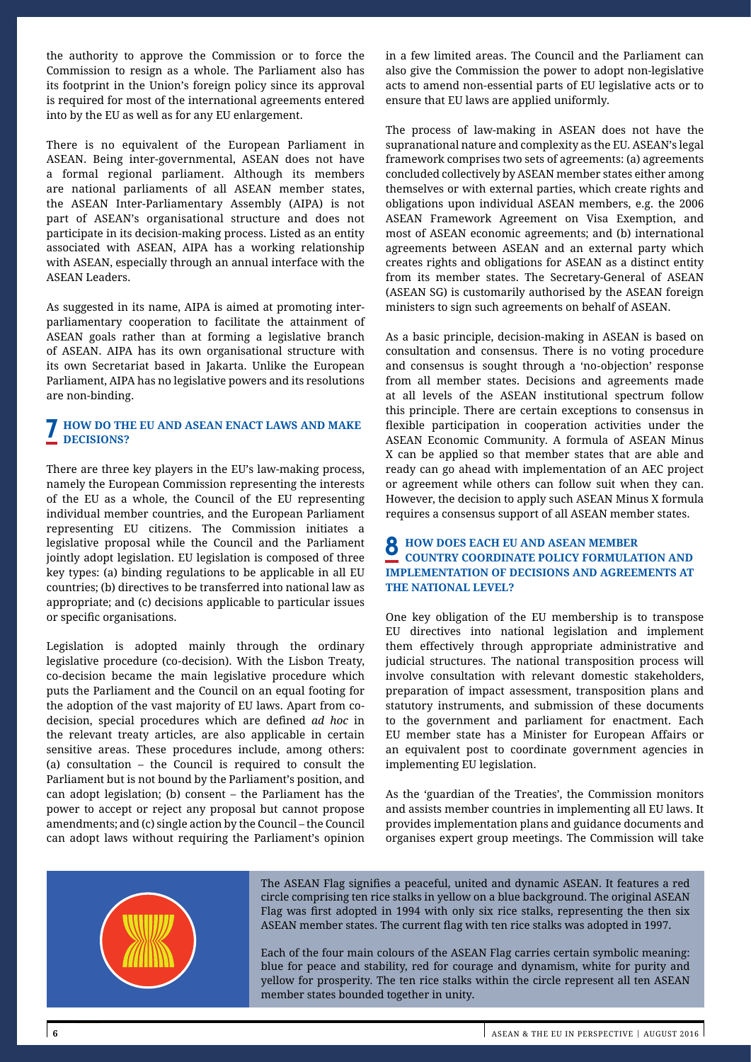the authority to approve the Commission or to force the Commission to resign as a whole. The Parliament also has its footprint in the Union's foreign policy since its approval is required for most of the international agreements entered into by the EU as well as for any EU enlargement.

There is no equivalent of the European Parliament in ASEAN. Being inter-governmental, ASEAN does not have a formal regional parliament. Although its members are national parliaments of all ASEAN member states, the ASEAN Inter-Parliamentary Assembly (AIPA) is not part of ASEAN's organisational structure and does not participate in its decision-making process. Listed as an entity associated with ASEAN, AIPA has a working relationship with ASEAN, especially through an annual interface with the ASEAN Leaders.

As suggested in its name, AIPA is aimed at promoting inter-parliamentary cooperation to facilitate the attainment of ASEAN goals rather than at forming a legislative branch of ASEAN. AIPA has its own organisational structure with its own Secretariat based in Jakarta. Unlike the European Parliament, AIPA has no legislative powers and its resolutions are non-binding.

## 7 HOW DO THE EU AND ASEAN ENACT LAWS AND MAKE DECISIONS?

There are three key players in the EU's law-making process, namely the European Commission representing the interests of the EU as a whole, the Council of the EU representing individual member countries, and the European Parliament representing EU citizens. The Commission initiates a legislative proposal while the Council and the Parliament jointly adopt legislation. EU legislation is composed of three key types: (a) binding regulations to be applicable in all EU countries; (b) directives to be transferred into national law as appropriate; and (c) decisions applicable to particular issues or specific organisations.

Legislation is adopted mainly through the ordinary legislative procedure (co-decision). With the Lisbon Treaty, co-decision became the main legislative procedure which puts the Parliament and the Council on an equal footing for the adoption of the vast majority of EU laws. Apart from co-decision, special procedures which are defined *ad hoc* in the relevant treaty articles, are also applicable in certain sensitive areas. These procedures include, among others: (a) consultation – the Council is required to consult the Parliament but is not bound by the Parliament's position, and can adopt legislation; (b) consent – the Parliament has the power to accept or reject any proposal but cannot propose amendments; and (c) single action by the Council – the Council can adopt laws without requiring the Parliament's opinion in a few limited areas. The Council and the Parliament can also give the Commission the power to adopt non-legislative acts to amend non-essential parts of EU legislative acts or to ensure that EU laws are applied uniformly.

The process of law-making in ASEAN does not have the supranational nature and complexity as the EU. ASEAN's legal framework comprises two sets of agreements: (a) agreements concluded collectively by ASEAN member states either among themselves or with external parties, which create rights and obligations upon individual ASEAN members, e.g. the 2006 ASEAN Framework Agreement on Visa Exemption, and most of ASEAN economic agreements; and (b) international agreements between ASEAN and an external party which creates rights and obligations for ASEAN as a distinct entity from its member states. The Secretary-General of ASEAN (ASEAN SG) is customarily authorised by the ASEAN foreign ministers to sign such agreements on behalf of ASEAN.

As a basic principle, decision-making in ASEAN is based on consultation and consensus. There is no voting procedure and consensus is sought through a 'no-objection' response from all member states. Decisions and agreements made at all levels of the ASEAN institutional spectrum follow this principle. There are certain exceptions to consensus in flexible participation in cooperation activities under the ASEAN Economic Community. A formula of ASEAN Minus X can be applied so that member states that are able and ready can go ahead with implementation of an AEC project or agreement while others can follow suit when they can. However, the decision to apply such ASEAN Minus X formula requires a consensus support of all ASEAN member states.

## 8 HOW DOES EACH EU AND ASEAN MEMBER COUNTRY COORDINATE POLICY FORMULATION AND IMPLEMENTATION OF DECISIONS AND AGREEMENTS AT THE NATIONAL LEVEL?

One key obligation of the EU membership is to transpose EU directives into national legislation and implement them effectively through appropriate administrative and judicial structures. The national transposition process will involve consultation with relevant domestic stakeholders, preparation of impact assessment, transposition plans and statutory instruments, and submission of these documents to the government and parliament for enactment. Each EU member state has a Minister for European Affairs or an equivalent post to coordinate government agencies in implementing EU legislation.

As the 'guardian of the Treaties', the Commission monitors and assists member countries in implementing all EU laws. It provides implementation plans and guidance documents and organises expert group meetings. The Commission will take

The ASEAN Flag signifies a peaceful, united and dynamic ASEAN. It features a red circle comprising ten rice stalks in yellow on a blue background. The original ASEAN Flag was first adopted in 1994 with only six rice stalks, representing the then six ASEAN member states. The current flag with ten rice stalks was adopted in 1997.

Each of the four main colours of the ASEAN Flag carries certain symbolic meaning: blue for peace and stability, red for courage and dynamism, white for purity and yellow for prosperity. The ten rice stalks within the circle represent all ten ASEAN member states bounded together in unity.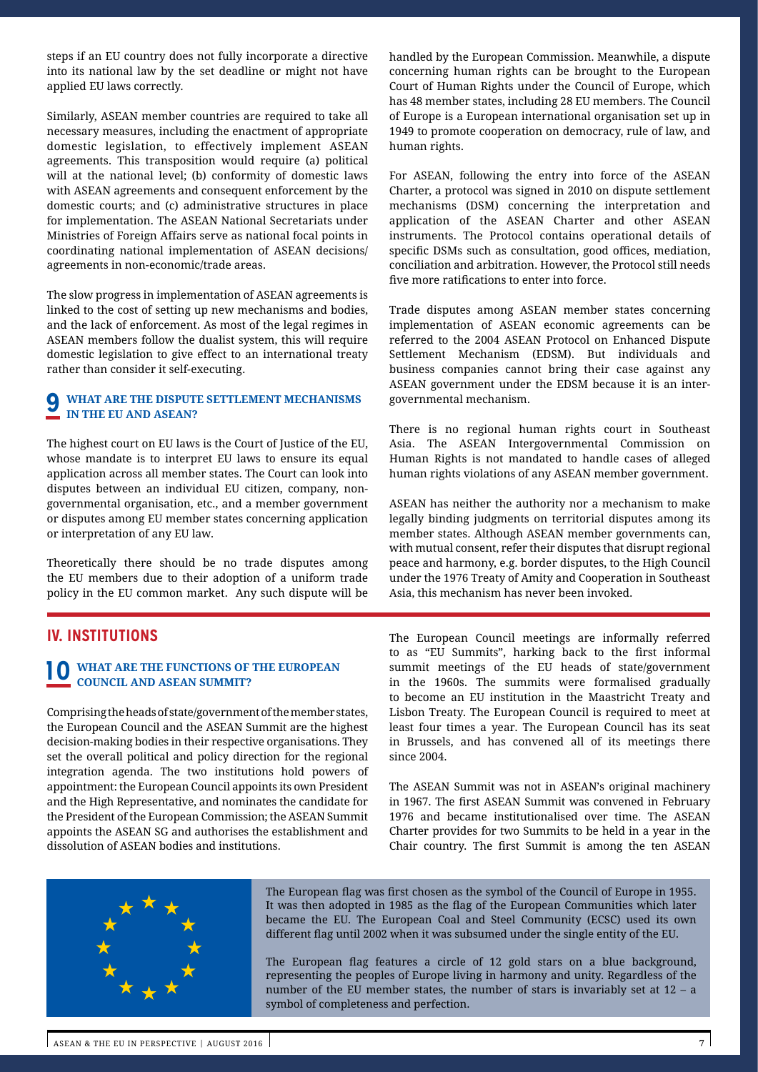steps if an EU country does not fully incorporate a directive into its national law by the set deadline or might not have applied EU laws correctly.

Similarly, ASEAN member countries are required to take all necessary measures, including the enactment of appropriate domestic legislation, to effectively implement ASEAN agreements. This transposition would require (a) political will at the national level; (b) conformity of domestic laws with ASEAN agreements and consequent enforcement by the domestic courts; and (c) administrative structures in place for implementation. The ASEAN National Secretariats under Ministries of Foreign Affairs serve as national focal points in coordinating national implementation of ASEAN decisions/agreements in non-economic/trade areas.

The slow progress in implementation of ASEAN agreements is linked to the cost of setting up new mechanisms and bodies, and the lack of enforcement. As most of the legal regimes in ASEAN members follow the dualist system, this will require domestic legislation to give effect to an international treaty rather than consider it self-executing.

### 9 WHAT ARE THE DISPUTE SETTLEMENT MECHANISMS IN THE EU AND ASEAN?

The highest court on EU laws is the Court of Justice of the EU, whose mandate is to interpret EU laws to ensure its equal application across all member states. The Court can look into disputes between an individual EU citizen, company, non-governmental organisation, etc., and a member government or disputes among EU member states concerning application or interpretation of any EU law.

Theoretically there should be no trade disputes among the EU members due to their adoption of a uniform trade policy in the EU common market. Any such dispute will be handled by the European Commission. Meanwhile, a dispute concerning human rights can be brought to the European Court of Human Rights under the Council of Europe, which has 48 member states, including 28 EU members. The Council of Europe is a European international organisation set up in 1949 to promote cooperation on democracy, rule of law, and human rights.

For ASEAN, following the entry into force of the ASEAN Charter, a protocol was signed in 2010 on dispute settlement mechanisms (DSM) concerning the interpretation and application of the ASEAN Charter and other ASEAN instruments. The Protocol contains operational details of specific DSMs such as consultation, good offices, mediation, conciliation and arbitration. However, the Protocol still needs five more ratifications to enter into force.

Trade disputes among ASEAN member states concerning implementation of ASEAN economic agreements can be referred to the 2004 ASEAN Protocol on Enhanced Dispute Settlement Mechanism (EDSM). But individuals and business companies cannot bring their case against any ASEAN government under the EDSM because it is an inter-governmental mechanism.

There is no regional human rights court in Southeast Asia. The ASEAN Intergovernmental Commission on Human Rights is not mandated to handle cases of alleged human rights violations of any ASEAN member government.

ASEAN has neither the authority nor a mechanism to make legally binding judgments on territorial disputes among its member states. Although ASEAN member governments can, with mutual consent, refer their disputes that disrupt regional peace and harmony, e.g. border disputes, to the High Council under the 1976 Treaty of Amity and Cooperation in Southeast Asia, this mechanism has never been invoked.

## IV. INSTITUTIONS

### 10 WHAT ARE THE FUNCTIONS OF THE EUROPEAN COUNCIL AND ASEAN SUMMIT?

Comprising the heads of state/government of the member states, the European Council and the ASEAN Summit are the highest decision-making bodies in their respective organisations. They set the overall political and policy direction for the regional integration agenda. The two institutions hold powers of appointment: the European Council appoints its own President and the High Representative, and nominates the candidate for the President of the European Commission; the ASEAN Summit appoints the ASEAN SG and authorises the establishment and dissolution of ASEAN bodies and institutions.

The European Council meetings are informally referred to as "EU Summits", harking back to the first informal summit meetings of the EU heads of state/government in the 1960s. The summits were formalised gradually to become an EU institution in the Maastricht Treaty and Lisbon Treaty. The European Council is required to meet at least four times a year. The European Council has its seat in Brussels, and has convened all of its meetings there since 2004.

The ASEAN Summit was not in ASEAN's original machinery in 1967. The first ASEAN Summit was convened in February 1976 and became institutionalised over time. The ASEAN Charter provides for two Summits to be held in a year in the Chair country. The first Summit is among the ten ASEAN

The European flag was first chosen as the symbol of the Council of Europe in 1955. It was then adopted in 1985 as the flag of the European Communities which later became the EU. The European Coal and Steel Community (ECSC) used its own different flag until 2002 when it was subsumed under the single entity of the EU.

The European flag features a circle of 12 gold stars on a blue background, representing the peoples of Europe living in harmony and unity. Regardless of the number of the EU member states, the number of stars is invariably set at 12 – a symbol of completeness and perfection.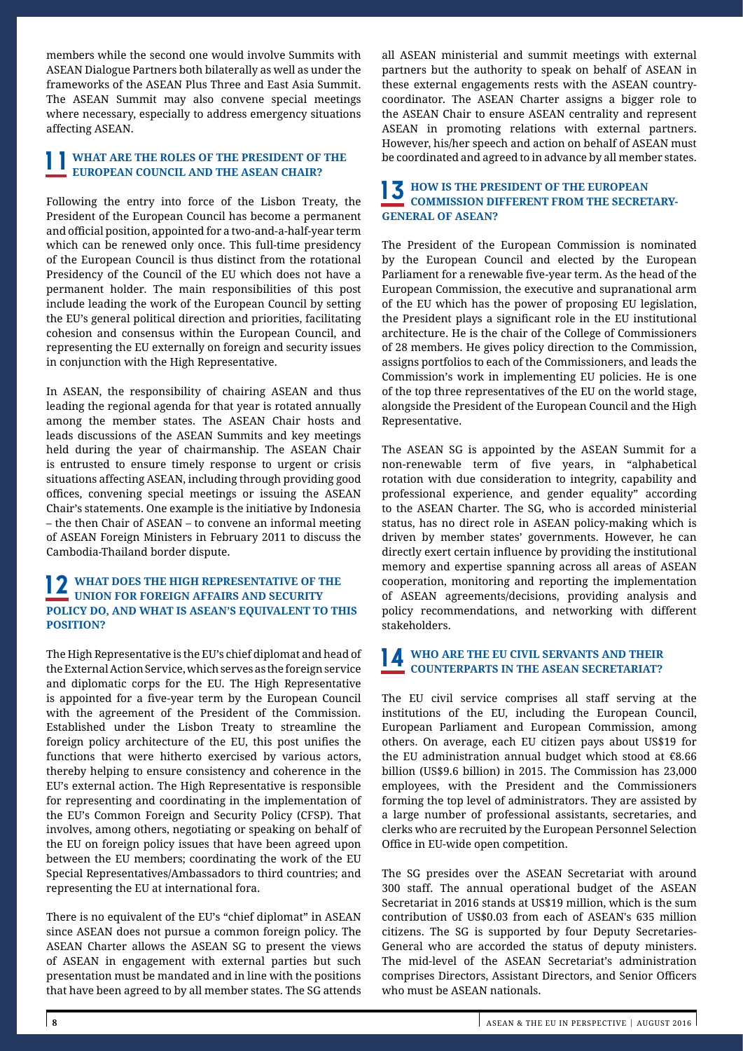members while the second one would involve Summits with ASEAN Dialogue Partners both bilaterally as well as under the frameworks of the ASEAN Plus Three and East Asia Summit. The ASEAN Summit may also convene special meetings where necessary, especially to address emergency situations affecting ASEAN.

## 11 WHAT ARE THE ROLES OF THE PRESIDENT OF THE EUROPEAN COUNCIL AND THE ASEAN CHAIR?

Following the entry into force of the Lisbon Treaty, the President of the European Council has become a permanent and official position, appointed for a two-and-a-half-year term which can be renewed only once. This full-time presidency of the European Council is thus distinct from the rotational Presidency of the Council of the EU which does not have a permanent holder. The main responsibilities of this post include leading the work of the European Council by setting the EU's general political direction and priorities, facilitating cohesion and consensus within the European Council, and representing the EU externally on foreign and security issues in conjunction with the High Representative.

In ASEAN, the responsibility of chairing ASEAN and thus leading the regional agenda for that year is rotated annually among the member states. The ASEAN Chair hosts and leads discussions of the ASEAN Summits and key meetings held during the year of chairmanship. The ASEAN Chair is entrusted to ensure timely response to urgent or crisis situations affecting ASEAN, including through providing good offices, convening special meetings or issuing the ASEAN Chair's statements. One example is the initiative by Indonesia – the then Chair of ASEAN – to convene an informal meeting of ASEAN Foreign Ministers in February 2011 to discuss the Cambodia-Thailand border dispute.

## 12 WHAT DOES THE HIGH REPRESENTATIVE OF THE UNION FOR FOREIGN AFFAIRS AND SECURITY POLICY DO, AND WHAT IS ASEAN'S EQUIVALENT TO THIS POSITION?

The High Representative is the EU's chief diplomat and head of the External Action Service, which serves as the foreign service and diplomatic corps for the EU. The High Representative is appointed for a five-year term by the European Council with the agreement of the President of the Commission. Established under the Lisbon Treaty to streamline the foreign policy architecture of the EU, this post unifies the functions that were hitherto exercised by various actors, thereby helping to ensure consistency and coherence in the EU's external action. The High Representative is responsible for representing and coordinating in the implementation of the EU's Common Foreign and Security Policy (CFSP). That involves, among others, negotiating or speaking on behalf of the EU on foreign policy issues that have been agreed upon between the EU members; coordinating the work of the EU Special Representatives/Ambassadors to third countries; and representing the EU at international fora.

There is no equivalent of the EU's "chief diplomat" in ASEAN since ASEAN does not pursue a common foreign policy. The ASEAN Charter allows the ASEAN SG to present the views of ASEAN in engagement with external parties but such presentation must be mandated and in line with the positions that have been agreed to by all member states. The SG attends all ASEAN ministerial and summit meetings with external partners but the authority to speak on behalf of ASEAN in these external engagements rests with the ASEAN country-coordinator. The ASEAN Charter assigns a bigger role to the ASEAN Chair to ensure ASEAN centrality and represent ASEAN in promoting relations with external partners. However, his/her speech and action on behalf of ASEAN must be coordinated and agreed to in advance by all member states.

## 13 HOW IS THE PRESIDENT OF THE EUROPEAN COMMISSION DIFFERENT FROM THE SECRETARY-GENERAL OF ASEAN?

The President of the European Commission is nominated by the European Council and elected by the European Parliament for a renewable five-year term. As the head of the European Commission, the executive and supranational arm of the EU which has the power of proposing EU legislation, the President plays a significant role in the EU institutional architecture. He is the chair of the College of Commissioners of 28 members. He gives policy direction to the Commission, assigns portfolios to each of the Commissioners, and leads the Commission's work in implementing EU policies. He is one of the top three representatives of the EU on the world stage, alongside the President of the European Council and the High Representative.

The ASEAN SG is appointed by the ASEAN Summit for a non-renewable term of five years, in "alphabetical rotation with due consideration to integrity, capability and professional experience, and gender equality" according to the ASEAN Charter. The SG, who is accorded ministerial status, has no direct role in ASEAN policy-making which is driven by member states' governments. However, he can directly exert certain influence by providing the institutional memory and expertise spanning across all areas of ASEAN cooperation, monitoring and reporting the implementation of ASEAN agreements/decisions, providing analysis and policy recommendations, and networking with different stakeholders.

## 14 WHO ARE THE EU CIVIL SERVANTS AND THEIR COUNTERPARTS IN THE ASEAN SECRETARIAT?

The EU civil service comprises all staff serving at the institutions of the EU, including the European Council, European Parliament and European Commission, among others. On average, each EU citizen pays about US$19 for the EU administration annual budget which stood at €8.66 billion (US$9.6 billion) in 2015. The Commission has 23,000 employees, with the President and the Commissioners forming the top level of administrators. They are assisted by a large number of professional assistants, secretaries, and clerks who are recruited by the European Personnel Selection Office in EU-wide open competition.

The SG presides over the ASEAN Secretariat with around 300 staff. The annual operational budget of the ASEAN Secretariat in 2016 stands at US$19 million, which is the sum contribution of US$0.03 from each of ASEAN's 635 million citizens. The SG is supported by four Deputy Secretaries-General who are accorded the status of deputy ministers. The mid-level of the ASEAN Secretariat's administration comprises Directors, Assistant Directors, and Senior Officers who must be ASEAN nationals.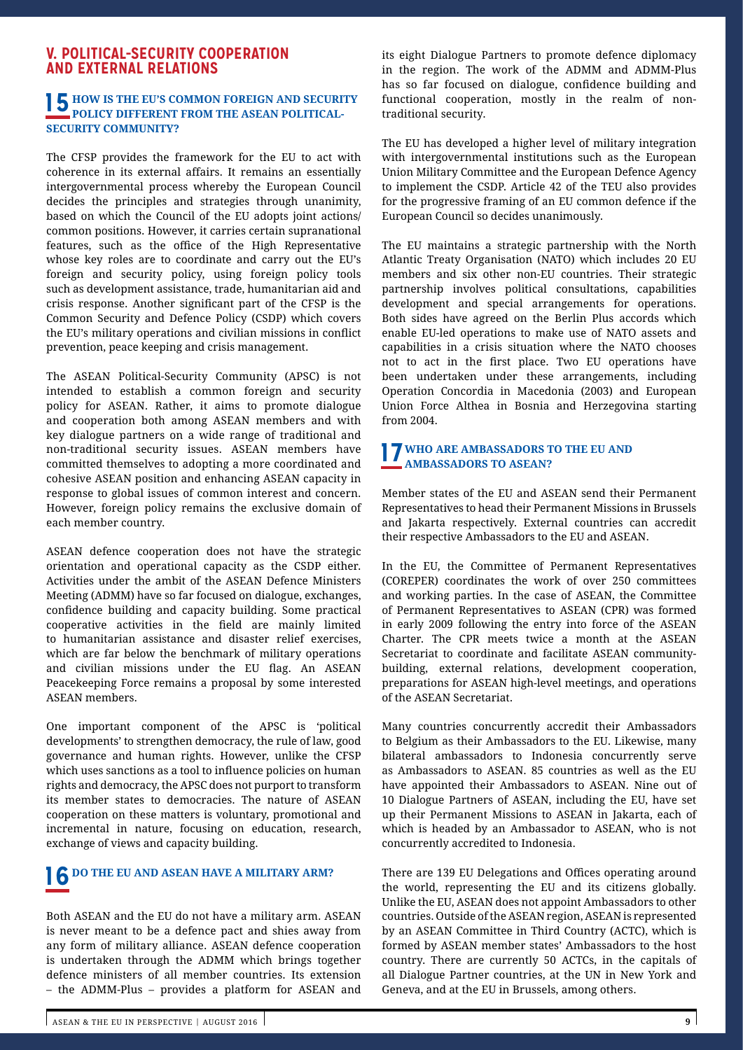## V. POLITICAL-SECURITY COOPERATION AND EXTERNAL RELATIONS

### 15 HOW IS THE EU'S COMMON FOREIGN AND SECURITY POLICY DIFFERENT FROM THE ASEAN POLITICAL-SECURITY COMMUNITY?

The CFSP provides the framework for the EU to act with coherence in its external affairs. It remains an essentially intergovernmental process whereby the European Council decides the principles and strategies through unanimity, based on which the Council of the EU adopts joint actions/ common positions. However, it carries certain supranational features, such as the office of the High Representative whose key roles are to coordinate and carry out the EU's foreign and security policy, using foreign policy tools such as development assistance, trade, humanitarian aid and crisis response. Another significant part of the CFSP is the Common Security and Defence Policy (CSDP) which covers the EU's military operations and civilian missions in conflict prevention, peace keeping and crisis management.

The ASEAN Political-Security Community (APSC) is not intended to establish a common foreign and security policy for ASEAN. Rather, it aims to promote dialogue and cooperation both among ASEAN members and with key dialogue partners on a wide range of traditional and non-traditional security issues. ASEAN members have committed themselves to adopting a more coordinated and cohesive ASEAN position and enhancing ASEAN capacity in response to global issues of common interest and concern. However, foreign policy remains the exclusive domain of each member country.

ASEAN defence cooperation does not have the strategic orientation and operational capacity as the CSDP either. Activities under the ambit of the ASEAN Defence Ministers Meeting (ADMM) have so far focused on dialogue, exchanges, confidence building and capacity building. Some practical cooperative activities in the field are mainly limited to humanitarian assistance and disaster relief exercises, which are far below the benchmark of military operations and civilian missions under the EU flag. An ASEAN Peacekeeping Force remains a proposal by some interested ASEAN members.

One important component of the APSC is 'political developments' to strengthen democracy, the rule of law, good governance and human rights. However, unlike the CFSP which uses sanctions as a tool to influence policies on human rights and democracy, the APSC does not purport to transform its member states to democracies. The nature of ASEAN cooperation on these matters is voluntary, promotional and incremental in nature, focusing on education, research, exchange of views and capacity building.

### 16 DO THE EU AND ASEAN HAVE A MILITARY ARM?

Both ASEAN and the EU do not have a military arm. ASEAN is never meant to be a defence pact and shies away from any form of military alliance. ASEAN defence cooperation is undertaken through the ADMM which brings together defence ministers of all member countries. Its extension – the ADMM-Plus – provides a platform for ASEAN and its eight Dialogue Partners to promote defence diplomacy in the region. The work of the ADMM and ADMM-Plus has so far focused on dialogue, confidence building and functional cooperation, mostly in the realm of non-traditional security.

The EU has developed a higher level of military integration with intergovernmental institutions such as the European Union Military Committee and the European Defence Agency to implement the CSDP. Article 42 of the TEU also provides for the progressive framing of an EU common defence if the European Council so decides unanimously.

The EU maintains a strategic partnership with the North Atlantic Treaty Organisation (NATO) which includes 20 EU members and six other non-EU countries. Their strategic partnership involves political consultations, capabilities development and special arrangements for operations. Both sides have agreed on the Berlin Plus accords which enable EU-led operations to make use of NATO assets and capabilities in a crisis situation where the NATO chooses not to act in the first place. Two EU operations have been undertaken under these arrangements, including Operation Concordia in Macedonia (2003) and European Union Force Althea in Bosnia and Herzegovina starting from 2004.

### 17 WHO ARE AMBASSADORS TO THE EU AND AMBASSADORS TO ASEAN?

Member states of the EU and ASEAN send their Permanent Representatives to head their Permanent Missions in Brussels and Jakarta respectively. External countries can accredit their respective Ambassadors to the EU and ASEAN.

In the EU, the Committee of Permanent Representatives (COREPER) coordinates the work of over 250 committees and working parties. In the case of ASEAN, the Committee of Permanent Representatives to ASEAN (CPR) was formed in early 2009 following the entry into force of the ASEAN Charter. The CPR meets twice a month at the ASEAN Secretariat to coordinate and facilitate ASEAN community-building, external relations, development cooperation, preparations for ASEAN high-level meetings, and operations of the ASEAN Secretariat.

Many countries concurrently accredit their Ambassadors to Belgium as their Ambassadors to the EU. Likewise, many bilateral ambassadors to Indonesia concurrently serve as Ambassadors to ASEAN. 85 countries as well as the EU have appointed their Ambassadors to ASEAN. Nine out of 10 Dialogue Partners of ASEAN, including the EU, have set up their Permanent Missions to ASEAN in Jakarta, each of which is headed by an Ambassador to ASEAN, who is not concurrently accredited to Indonesia.

There are 139 EU Delegations and Offices operating around the world, representing the EU and its citizens globally. Unlike the EU, ASEAN does not appoint Ambassadors to other countries. Outside of the ASEAN region, ASEAN is represented by an ASEAN Committee in Third Country (ACTC), which is formed by ASEAN member states' Ambassadors to the host country. There are currently 50 ACTCs, in the capitals of all Dialogue Partner countries, at the UN in New York and Geneva, and at the EU in Brussels, among others.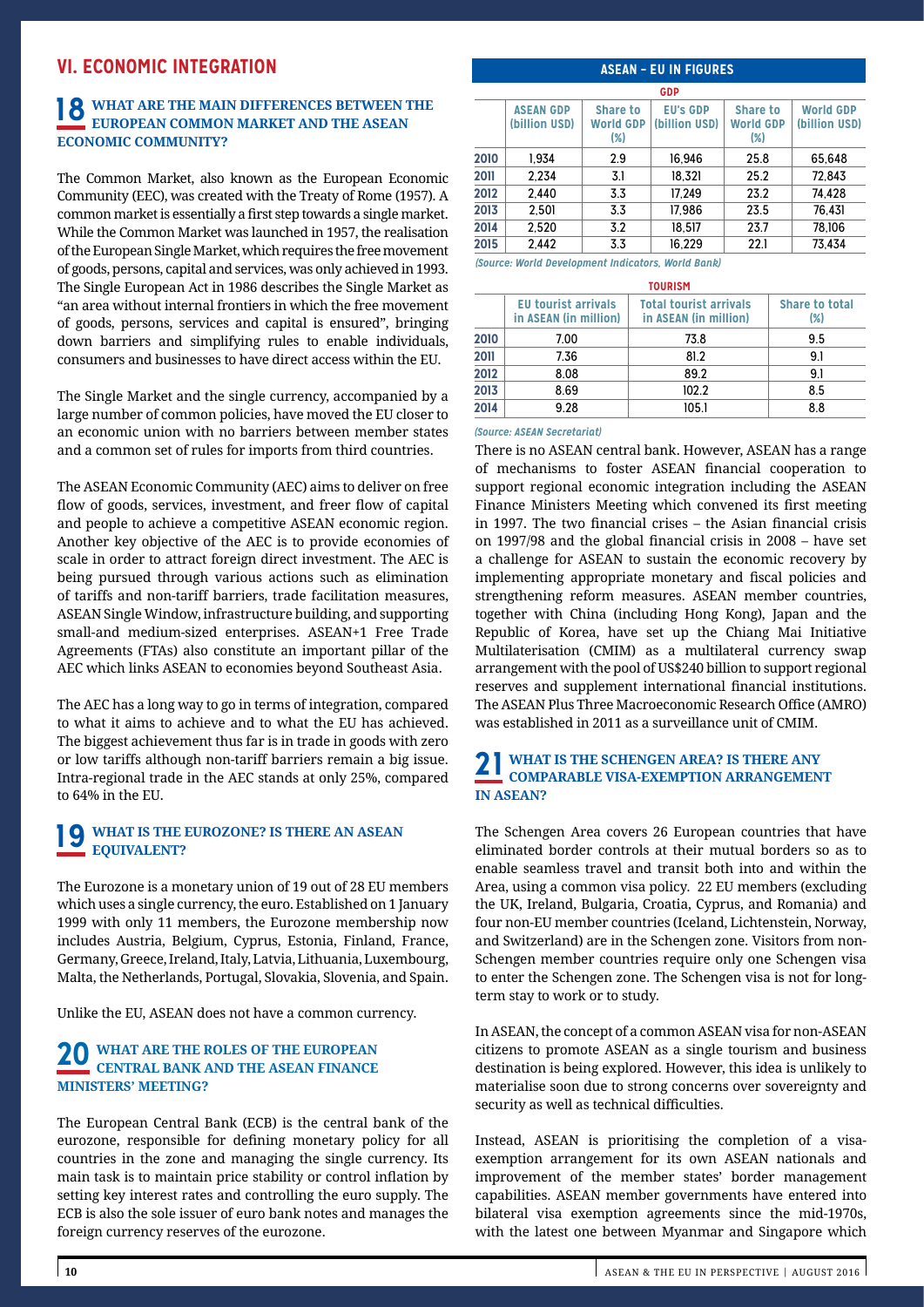## VI. ECONOMIC INTEGRATION

### 18 WHAT ARE THE MAIN DIFFERENCES BETWEEN THE EUROPEAN COMMON MARKET AND THE ASEAN ECONOMIC COMMUNITY?

The Common Market, also known as the European Economic Community (EEC), was created with the Treaty of Rome (1957). A common market is essentially a first step towards a single market. While the Common Market was launched in 1957, the realisation of the European Single Market, which requires the free movement of goods, persons, capital and services, was only achieved in 1993. The Single European Act in 1986 describes the Single Market as "an area without internal frontiers in which the free movement of goods, persons, services and capital is ensured", bringing down barriers and simplifying rules to enable individuals, consumers and businesses to have direct access within the EU.

The Single Market and the single currency, accompanied by a large number of common policies, have moved the EU closer to an economic union with no barriers between member states and a common set of rules for imports from third countries.

The ASEAN Economic Community (AEC) aims to deliver on free flow of goods, services, investment, and freer flow of capital and people to achieve a competitive ASEAN economic region. Another key objective of the AEC is to provide economies of scale in order to attract foreign direct investment. The AEC is being pursued through various actions such as elimination of tariffs and non-tariff barriers, trade facilitation measures, ASEAN Single Window, infrastructure building, and supporting small-and medium-sized enterprises. ASEAN+1 Free Trade Agreements (FTAs) also constitute an important pillar of the AEC which links ASEAN to economies beyond Southeast Asia.

The AEC has a long way to go in terms of integration, compared to what it aims to achieve and to what the EU has achieved. The biggest achievement thus far is in trade in goods with zero or low tariffs although non-tariff barriers remain a big issue. Intra-regional trade in the AEC stands at only 25%, compared to 64% in the EU.

### 19 WHAT IS THE EUROZONE? IS THERE AN ASEAN EQUIVALENT?

The Eurozone is a monetary union of 19 out of 28 EU members which uses a single currency, the euro. Established on 1 January 1999 with only 11 members, the Eurozone membership now includes Austria, Belgium, Cyprus, Estonia, Finland, France, Germany, Greece, Ireland, Italy, Latvia, Lithuania, Luxembourg, Malta, the Netherlands, Portugal, Slovakia, Slovenia, and Spain.

Unlike the EU, ASEAN does not have a common currency.

### 20 WHAT ARE THE ROLES OF THE EUROPEAN CENTRAL BANK AND THE ASEAN FINANCE MINISTERS' MEETING?

The European Central Bank (ECB) is the central bank of the eurozone, responsible for defining monetary policy for all countries in the zone and managing the single currency. Its main task is to maintain price stability or control inflation by setting key interest rates and controlling the euro supply. The ECB is also the sole issuer of euro bank notes and manages the foreign currency reserves of the eurozone.

**ASEAN – EU IN FIGURES**

**GDP**

| | ASEAN GDP (billion USD) | Share to World GDP (%) | EU's GDP (billion USD) | Share to World GDP (%) | World GDP (billion USD) |
|---|---|---|---|---|---|
| 2010 | 1,934 | 2.9 | 16,946 | 25.8 | 65,648 |
| 2011 | 2,234 | 3.1 | 18,321 | 25.2 | 72,843 |
| 2012 | 2,440 | 3.3 | 17,249 | 23.2 | 74,428 |
| 2013 | 2,501 | 3.3 | 17,986 | 23.5 | 76,431 |
| 2014 | 2,520 | 3.2 | 18,517 | 23.7 | 78,106 |
| 2015 | 2,442 | 3.3 | 16,229 | 22.1 | 73,434 |

*(Source: World Development Indicators, World Bank)*

**TOURISM**

| | EU tourist arrivals in ASEAN (in million) | Total tourist arrivals in ASEAN (in million) | Share to total (%) |
|---|---|---|---|
| 2010 | 7.00 | 73.8 | 9.5 |
| 2011 | 7.36 | 81.2 | 9.1 |
| 2012 | 8.08 | 89.2 | 9.1 |
| 2013 | 8.69 | 102.2 | 8.5 |
| 2014 | 9.28 | 105.1 | 8.8 |

*(Source: ASEAN Secretariat)*

There is no ASEAN central bank. However, ASEAN has a range of mechanisms to foster ASEAN financial cooperation to support regional economic integration including the ASEAN Finance Ministers Meeting which convened its first meeting in 1997. The two financial crises – the Asian financial crisis on 1997/98 and the global financial crisis in 2008 – have set a challenge for ASEAN to sustain the economic recovery by implementing appropriate monetary and fiscal policies and strengthening reform measures. ASEAN member countries, together with China (including Hong Kong), Japan and the Republic of Korea, have set up the Chiang Mai Initiative Multilaterisation (CMIM) as a multilateral currency swap arrangement with the pool of US$240 billion to support regional reserves and supplement international financial institutions. The ASEAN Plus Three Macroeconomic Research Office (AMRO) was established in 2011 as a surveillance unit of CMIM.

### 21 WHAT IS THE SCHENGEN AREA? IS THERE ANY COMPARABLE VISA-EXEMPTION ARRANGEMENT IN ASEAN?

The Schengen Area covers 26 European countries that have eliminated border controls at their mutual borders so as to enable seamless travel and transit both into and within the Area, using a common visa policy. 22 EU members (excluding the UK, Ireland, Bulgaria, Croatia, Cyprus, and Romania) and four non-EU member countries (Iceland, Lichtenstein, Norway, and Switzerland) are in the Schengen zone. Visitors from non-Schengen member countries require only one Schengen visa to enter the Schengen zone. The Schengen visa is not for long-term stay to work or to study.

In ASEAN, the concept of a common ASEAN visa for non-ASEAN citizens to promote ASEAN as a single tourism and business destination is being explored. However, this idea is unlikely to materialise soon due to strong concerns over sovereignty and security as well as technical difficulties.

Instead, ASEAN is prioritising the completion of a visa-exemption arrangement for its own ASEAN nationals and improvement of the member states' border management capabilities. ASEAN member governments have entered into bilateral visa exemption agreements since the mid-1970s, with the latest one between Myanmar and Singapore which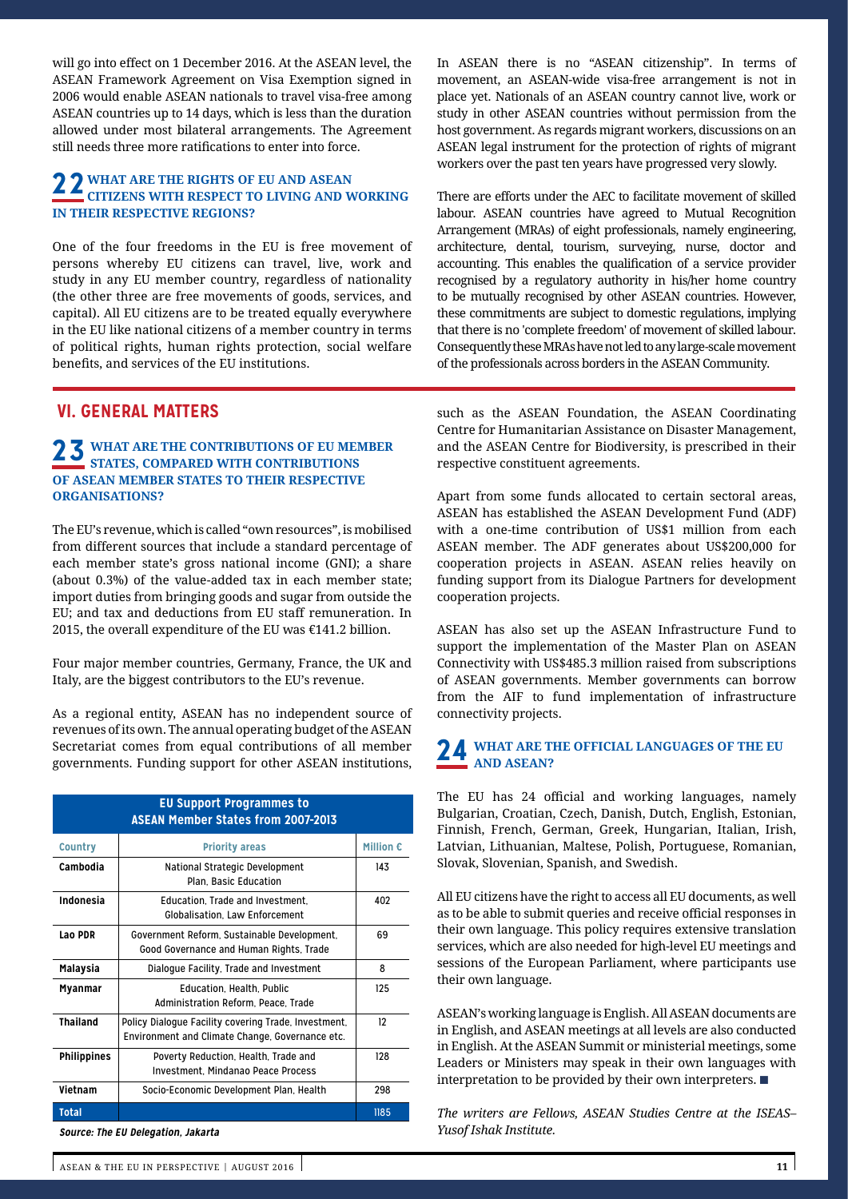will go into effect on 1 December 2016. At the ASEAN level, the ASEAN Framework Agreement on Visa Exemption signed in 2006 would enable ASEAN nationals to travel visa-free among ASEAN countries up to 14 days, which is less than the duration allowed under most bilateral arrangements. The Agreement still needs three more ratifications to enter into force.

### 22 WHAT ARE THE RIGHTS OF EU AND ASEAN CITIZENS WITH RESPECT TO LIVING AND WORKING IN THEIR RESPECTIVE REGIONS?

One of the four freedoms in the EU is free movement of persons whereby EU citizens can travel, live, work and study in any EU member country, regardless of nationality (the other three are free movements of goods, services, and capital). All EU citizens are to be treated equally everywhere in the EU like national citizens of a member country in terms of political rights, human rights protection, social welfare benefits, and services of the EU institutions.

In ASEAN there is no "ASEAN citizenship". In terms of movement, an ASEAN-wide visa-free arrangement is not in place yet. Nationals of an ASEAN country cannot live, work or study in other ASEAN countries without permission from the host government. As regards migrant workers, discussions on an ASEAN legal instrument for the protection of rights of migrant workers over the past ten years have progressed very slowly.

There are efforts under the AEC to facilitate movement of skilled labour. ASEAN countries have agreed to Mutual Recognition Arrangement (MRAs) of eight professionals, namely engineering, architecture, dental, tourism, surveying, nurse, doctor and accounting. This enables the qualification of a service provider recognised by a regulatory authority in his/her home country to be mutually recognised by other ASEAN countries. However, these commitments are subject to domestic regulations, implying that there is no 'complete freedom' of movement of skilled labour. Consequently these MRAs have not led to any large-scale movement of the professionals across borders in the ASEAN Community.

## VI. GENERAL MATTERS

### 23 WHAT ARE THE CONTRIBUTIONS OF EU MEMBER STATES, COMPARED WITH CONTRIBUTIONS OF ASEAN MEMBER STATES TO THEIR RESPECTIVE ORGANISATIONS?

The EU's revenue, which is called "own resources", is mobilised from different sources that include a standard percentage of each member state's gross national income (GNI); a share (about 0.3%) of the value-added tax in each member state; import duties from bringing goods and sugar from outside the EU; and tax and deductions from EU staff remuneration. In 2015, the overall expenditure of the EU was €141.2 billion.

Four major member countries, Germany, France, the UK and Italy, are the biggest contributors to the EU's revenue.

As a regional entity, ASEAN has no independent source of revenues of its own. The annual operating budget of the ASEAN Secretariat comes from equal contributions of all member governments. Funding support for other ASEAN institutions, such as the ASEAN Foundation, the ASEAN Coordinating Centre for Humanitarian Assistance on Disaster Management, and the ASEAN Centre for Biodiversity, is prescribed in their respective constituent agreements.

Apart from some funds allocated to certain sectoral areas, ASEAN has established the ASEAN Development Fund (ADF) with a one-time contribution of US$1 million from each ASEAN member. The ADF generates about US$200,000 for cooperation projects in ASEAN. ASEAN relies heavily on funding support from its Dialogue Partners for development cooperation projects.

ASEAN has also set up the ASEAN Infrastructure Fund to support the implementation of the Master Plan on ASEAN Connectivity with US$485.3 million raised from subscriptions of ASEAN governments. Member governments can borrow from the AIF to fund implementation of infrastructure connectivity projects.

**EU Support Programmes to ASEAN Member States from 2007-2013**

| Country | Priority areas | Million € |
|---|---|---|
| Cambodia | National Strategic Development Plan, Basic Education | 143 |
| Indonesia | Education, Trade and Investment, Globalisation, Law Enforcement | 402 |
| Lao PDR | Government Reform, Sustainable Development, Good Governance and Human Rights, Trade | 69 |
| Malaysia | Dialogue Facility, Trade and Investment | 8 |
| Myanmar | Education, Health, Public Administration Reform, Peace, Trade | 125 |
| Thailand | Policy Dialogue Facility covering Trade, Investment, Environment and Climate Change, Governance etc. | 12 |
| Philippines | Poverty Reduction, Health, Trade and Investment, Mindanao Peace Process | 128 |
| Vietnam | Socio-Economic Development Plan, Health | 298 |
| Total | | 1185 |

*Source: The EU Delegation, Jakarta*

### 24 WHAT ARE THE OFFICIAL LANGUAGES OF THE EU AND ASEAN?

The EU has 24 official and working languages, namely Bulgarian, Croatian, Czech, Danish, Dutch, English, Estonian, Finnish, French, German, Greek, Hungarian, Italian, Irish, Latvian, Lithuanian, Maltese, Polish, Portuguese, Romanian, Slovak, Slovenian, Spanish, and Swedish.

All EU citizens have the right to access all EU documents, as well as to be able to submit queries and receive official responses in their own language. This policy requires extensive translation services, which are also needed for high-level EU meetings and sessions of the European Parliament, where participants use their own language.

ASEAN's working language is English. All ASEAN documents are in English, and ASEAN meetings at all levels are also conducted in English. At the ASEAN Summit or ministerial meetings, some Leaders or Ministers may speak in their own languages with interpretation to be provided by their own interpreters. ■

*The writers are Fellows, ASEAN Studies Centre at the ISEAS–Yusof Ishak Institute.*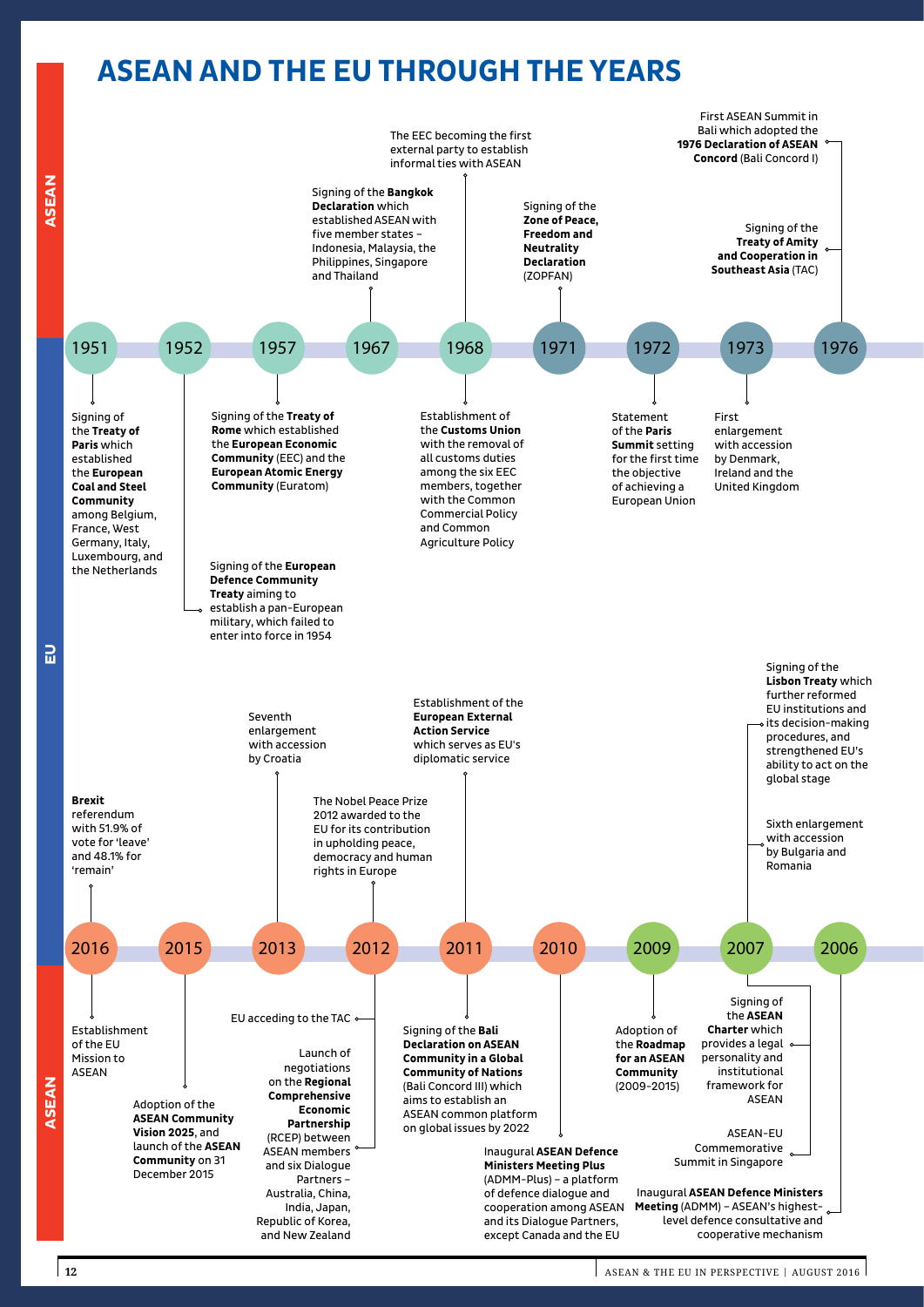# ASEAN AND THE EU THROUGH THE YEARS

**1951**
- EU: Signing of the **Treaty of Paris** which established the **European Coal and Steel Community** among Belgium, France, West Germany, Italy, Luxembourg, and the Netherlands

**1952**
- EU: Signing of the **European Defence Community Treaty** aiming to establish a pan-European military, which failed to enter into force in 1954

**1957**
- EU: Signing of the **Treaty of Rome** which established the **European Economic Community** (EEC) and the **European Atomic Energy Community** (Euratom)

**1967**
- ASEAN: Signing of the **Bangkok Declaration** which established ASEAN with five member states – Indonesia, Malaysia, the Philippines, Singapore and Thailand

**1968**
- ASEAN: The EEC becoming the first external party to establish informal ties with ASEAN
- EU: Establishment of the **Customs Union** with the removal of all customs duties among the six EEC members, together with the Common Commercial Policy and Common Agriculture Policy

**1971**
- ASEAN: Signing of the **Zone of Peace, Freedom and Neutrality Declaration** (ZOPFAN)

**1972**
- EU: Statement of the **Paris Summit** setting for the first time the objective of achieving a European Union

**1973**
- EU: First enlargement with accession by Denmark, Ireland and the United Kingdom

**1976**
- ASEAN: First ASEAN Summit in Bali which adopted the **1976 Declaration of ASEAN Concord** (Bali Concord I)
- ASEAN: Signing of the **Treaty of Amity and Cooperation in Southeast Asia** (TAC)

**2006**
- ASEAN: Inaugural **ASEAN Defence Ministers Meeting** (ADMM) – ASEAN's highest-level defence consultative and cooperative mechanism

**2007**
- EU: Signing of the **Lisbon Treaty** which further reformed EU institutions and its decision-making procedures, and strengthened EU's ability to act on the global stage
- EU: Sixth enlargement with accession by Bulgaria and Romania
- ASEAN: Signing of the **ASEAN Charter** which provides a legal personality and institutional framework for ASEAN
- ASEAN: ASEAN-EU Commemorative Summit in Singapore

**2009**
- ASEAN: Adoption of the **Roadmap for an ASEAN Community** (2009-2015)

**2010**
- ASEAN: Inaugural **ASEAN Defence Ministers Meeting Plus** (ADMM-Plus) – a platform of defence dialogue and cooperation among ASEAN and its Dialogue Partners, except Canada and the EU

**2011**
- EU: Establishment of the **European External Action Service** which serves as EU's diplomatic service
- ASEAN: Signing of the **Bali Declaration on ASEAN Community in a Global Community of Nations** (Bali Concord III) which aims to establish an ASEAN common platform on global issues by 2022

**2012**
- EU: The Nobel Peace Prize 2012 awarded to the EU for its contribution in upholding peace, democracy and human rights in Europe
- ASEAN: EU acceding to the TAC
- ASEAN: Launch of negotiations on the **Regional Comprehensive Economic Partnership** (RCEP) between ASEAN members and six Dialogue Partners – Australia, China, India, Japan, Republic of Korea, and New Zealand

**2013**
- EU: Seventh enlargement with accession by Croatia

**2015**
- ASEAN: Adoption of the **ASEAN Community Vision 2025**, and launch of the **ASEAN Community** on 31 December 2015

**2016**
- EU: **Brexit** referendum with 51.9% of vote for 'leave' and 48.1% for 'remain'
- ASEAN: Establishment of the EU Mission to ASEAN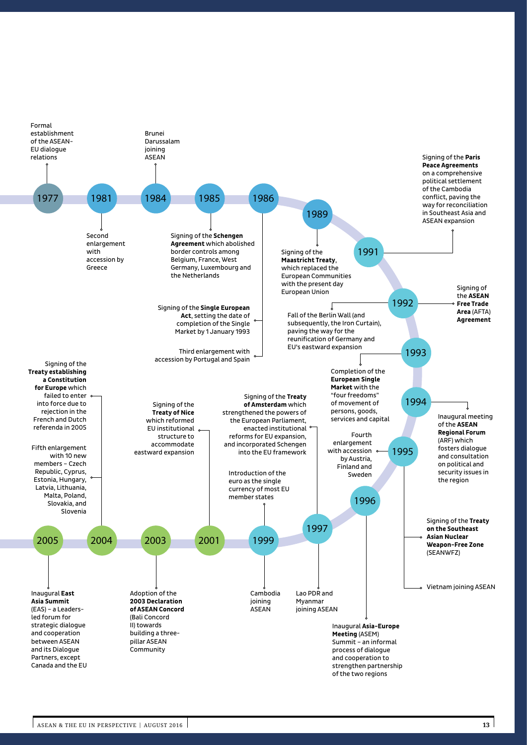**1977**
Formal establishment of the ASEAN-EU dialogue relations

**1981**
Second enlargement with accession by Greece

**1984**
Brunei Darussalam joining ASEAN

**1985**
Signing of the **Schengen Agreement** which abolished border controls among Belgium, France, West Germany, Luxembourg and the Netherlands

**1986**
Signing of the **Single European Act**, setting the date of completion of the Single Market by 1 January 1993

Third enlargement with accession by Portugal and Spain

**1989**
Fall of the Berlin Wall (and subsequently, the Iron Curtain), paving the way for the reunification of Germany and EU's eastward expansion

**1991**
Signing of the **Paris Peace Agreements** on a comprehensive political settlement of the Cambodia conflict, paving the way for reconciliation in Southeast Asia and ASEAN expansion

**1992**
Signing of the **Maastricht Treaty**, which replaced the European Communities with the present day European Union

Signing of the **ASEAN Free Trade Area** (AFTA) **Agreement**

**1993**
Completion of the **European Single Market** with the "four freedoms" of movement of persons, goods, services and capital

**1994**
Inaugural meeting of the **ASEAN Regional Forum** (ARF) which fosters dialogue and consultation on political and security issues in the region

**1995**
Fourth enlargement with accession by Austria, Finland and Sweden

Signing of the **Treaty on the Southeast Asian Nuclear Weapon-Free Zone** (SEANWFZ)

Vietnam joining ASEAN

**1996**
Inaugural **Asia-Europe Meeting** (ASEM) Summit – an informal process of dialogue and cooperation to strengthen partnership of the two regions

**1997**
Signing of the **Treaty of Amsterdam** which strengthened the powers of the European Parliament, enacted institutional reforms for EU expansion, and incorporated Schengen into the EU framework

Lao PDR and Myanmar joining ASEAN

**1999**
Introduction of the euro as the single currency of most EU member states

Cambodia joining ASEAN

**2001**
Signing of the **Treaty of Nice** which reformed EU institutional structure to accommodate eastward expansion

**2003**
Adoption of the **2003 Declaration of ASEAN Concord** (Bali Concord II) towards building a three-pillar ASEAN Community

**2004**
Signing of the **Treaty establishing a Constitution for Europe** which failed to enter into force due to rejection in the French and Dutch referenda in 2005

Fifth enlargement with 10 new members – Czech Republic, Cyprus, Estonia, Hungary, Latvia, Lithuania, Malta, Poland, Slovakia, and Slovenia

**2005**
Inaugural **East Asia Summit** (EAS) – a Leaders-led forum for strategic dialogue and cooperation between ASEAN and its Dialogue Partners, except Canada and the EU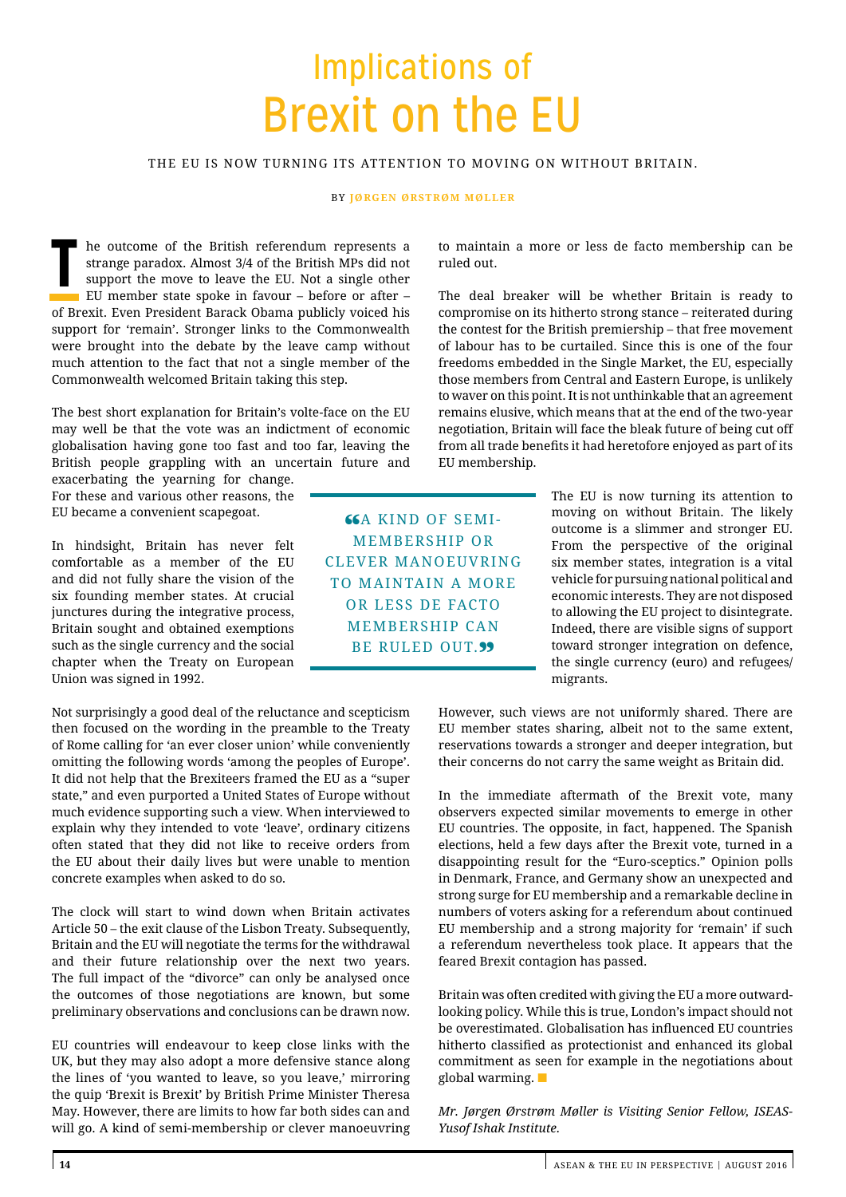# Implications of Brexit on the EU

THE EU IS NOW TURNING ITS ATTENTION TO MOVING ON WITHOUT BRITAIN.

BY **JØRGEN ØRSTRØM MØLLER**

The outcome of the British referendum represents a strange paradox. Almost 3/4 of the British MPs did not support the move to leave the EU. Not a single other EU member state spoke in favour – before or after – of Brexit. Even President Barack Obama publicly voiced his support for 'remain'. Stronger links to the Commonwealth were brought into the debate by the leave camp without much attention to the fact that not a single member of the Commonwealth welcomed Britain taking this step.

The best short explanation for Britain's volte-face on the EU may well be that the vote was an indictment of economic globalisation having gone too fast and too far, leaving the British people grappling with an uncertain future and exacerbating the yearning for change. For these and various other reasons, the EU became a convenient scapegoat.

In hindsight, Britain has never felt comfortable as a member of the EU and did not fully share the vision of the six founding member states. At crucial junctures during the integrative process, Britain sought and obtained exemptions such as the single currency and the social chapter when the Treaty on European Union was signed in 1992.

Not surprisingly a good deal of the reluctance and scepticism then focused on the wording in the preamble to the Treaty of Rome calling for 'an ever closer union' while conveniently omitting the following words 'among the peoples of Europe'. It did not help that the Brexiteers framed the EU as a "super state," and even purported a United States of Europe without much evidence supporting such a view. When interviewed to explain why they intended to vote 'leave', ordinary citizens often stated that they did not like to receive orders from the EU about their daily lives but were unable to mention concrete examples when asked to do so.

The clock will start to wind down when Britain activates Article 50 – the exit clause of the Lisbon Treaty. Subsequently, Britain and the EU will negotiate the terms for the withdrawal and their future relationship over the next two years. The full impact of the "divorce" can only be analysed once the outcomes of those negotiations are known, but some preliminary observations and conclusions can be drawn now.

EU countries will endeavour to keep close links with the UK, but they may also adopt a more defensive stance along the lines of 'you wanted to leave, so you leave,' mirroring the quip 'Brexit is Brexit' by British Prime Minister Theresa May. However, there are limits to how far both sides can and will go. A kind of semi-membership or clever manoeuvring to maintain a more or less de facto membership can be ruled out.

The deal breaker will be whether Britain is ready to compromise on its hitherto strong stance – reiterated during the contest for the British premiership – that free movement of labour has to be curtailed. Since this is one of the four freedoms embedded in the Single Market, the EU, especially those members from Central and Eastern Europe, is unlikely to waver on this point. It is not unthinkable that an agreement remains elusive, which means that at the end of the two-year negotiation, Britain will face the bleak future of being cut off from all trade benefits it had heretofore enjoyed as part of its EU membership.

> "A KIND OF SEMI-MEMBERSHIP OR CLEVER MANOEUVRING TO MAINTAIN A MORE OR LESS DE FACTO MEMBERSHIP CAN BE RULED OUT."

The EU is now turning its attention to moving on without Britain. The likely outcome is a slimmer and stronger EU. From the perspective of the original six member states, integration is a vital vehicle for pursuing national political and economic interests. They are not disposed to allowing the EU project to disintegrate. Indeed, there are visible signs of support toward stronger integration on defence, the single currency (euro) and refugees/migrants.

However, such views are not uniformly shared. There are EU member states sharing, albeit not to the same extent, reservations towards a stronger and deeper integration, but their concerns do not carry the same weight as Britain did.

In the immediate aftermath of the Brexit vote, many observers expected similar movements to emerge in other EU countries. The opposite, in fact, happened. The Spanish elections, held a few days after the Brexit vote, turned in a disappointing result for the "Euro-sceptics." Opinion polls in Denmark, France, and Germany show an unexpected and strong surge for EU membership and a remarkable decline in numbers of voters asking for a referendum about continued EU membership and a strong majority for 'remain' if such a referendum nevertheless took place. It appears that the feared Brexit contagion has passed.

Britain was often credited with giving the EU a more outward-looking policy. While this is true, London's impact should not be overestimated. Globalisation has influenced EU countries hitherto classified as protectionist and enhanced its global commitment as seen for example in the negotiations about global warming.

*Mr. Jørgen Ørstrøm Møller is Visiting Senior Fellow, ISEAS-Yusof Ishak Institute.*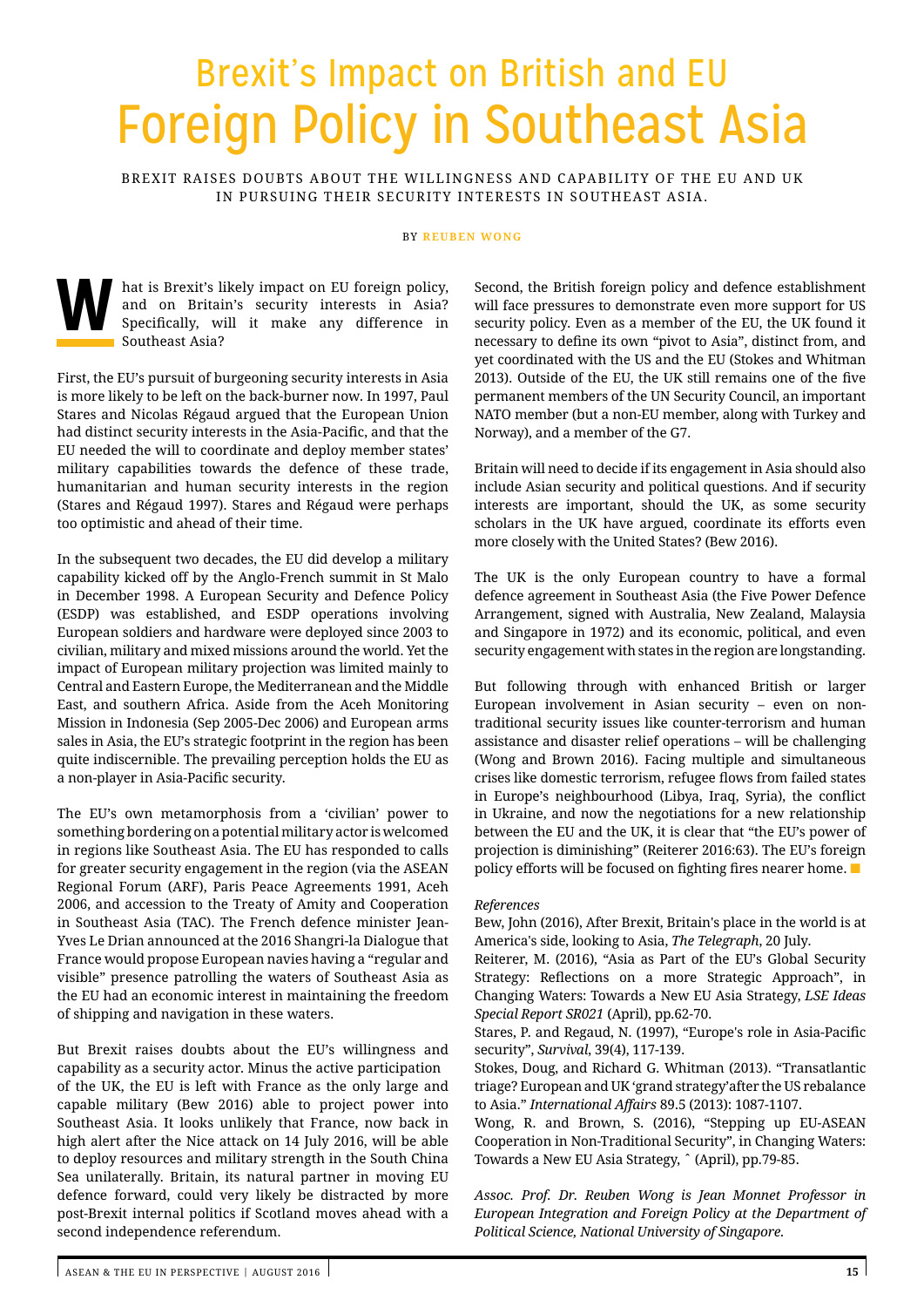# Brexit's Impact on British and EU Foreign Policy in Southeast Asia

BREXIT RAISES DOUBTS ABOUT THE WILLINGNESS AND CAPABILITY OF THE EU AND UK IN PURSUING THEIR SECURITY INTERESTS IN SOUTHEAST ASIA.

BY **REUBEN WONG**

What is Brexit's likely impact on EU foreign policy, and on Britain's security interests in Asia? Specifically, will it make any difference in Southeast Asia?

First, the EU's pursuit of burgeoning security interests in Asia is more likely to be left on the back-burner now. In 1997, Paul Stares and Nicolas Régaud argued that the European Union had distinct security interests in the Asia-Pacific, and that the EU needed the will to coordinate and deploy member states' military capabilities towards the defence of these trade, humanitarian and human security interests in the region (Stares and Régaud 1997). Stares and Régaud were perhaps too optimistic and ahead of their time.

In the subsequent two decades, the EU did develop a military capability kicked off by the Anglo-French summit in St Malo in December 1998. A European Security and Defence Policy (ESDP) was established, and ESDP operations involving European soldiers and hardware were deployed since 2003 to civilian, military and mixed missions around the world. Yet the impact of European military projection was limited mainly to Central and Eastern Europe, the Mediterranean and the Middle East, and southern Africa. Aside from the Aceh Monitoring Mission in Indonesia (Sep 2005-Dec 2006) and European arms sales in Asia, the EU's strategic footprint in the region has been quite indiscernible. The prevailing perception holds the EU as a non-player in Asia-Pacific security.

The EU's own metamorphosis from a 'civilian' power to something bordering on a potential military actor is welcomed in regions like Southeast Asia. The EU has responded to calls for greater security engagement in the region (via the ASEAN Regional Forum (ARF), Paris Peace Agreements 1991, Aceh 2006, and accession to the Treaty of Amity and Cooperation in Southeast Asia (TAC). The French defence minister Jean-Yves Le Drian announced at the 2016 Shangri-la Dialogue that France would propose European navies having a "regular and visible" presence patrolling the waters of Southeast Asia as the EU had an economic interest in maintaining the freedom of shipping and navigation in these waters.

But Brexit raises doubts about the EU's willingness and capability as a security actor. Minus the active participation of the UK, the EU is left with France as the only large and capable military (Bew 2016) able to project power into Southeast Asia. It looks unlikely that France, now back in high alert after the Nice attack on 14 July 2016, will be able to deploy resources and military strength in the South China Sea unilaterally. Britain, its natural partner in moving EU defence forward, could very likely be distracted by more post-Brexit internal politics if Scotland moves ahead with a second independence referendum.

Second, the British foreign policy and defence establishment will face pressures to demonstrate even more support for US security policy. Even as a member of the EU, the UK found it necessary to define its own "pivot to Asia", distinct from, and yet coordinated with the US and the EU (Stokes and Whitman 2013). Outside of the EU, the UK still remains one of the five permanent members of the UN Security Council, an important NATO member (but a non-EU member, along with Turkey and Norway), and a member of the G7.

Britain will need to decide if its engagement in Asia should also include Asian security and political questions. And if security interests are important, should the UK, as some security scholars in the UK have argued, coordinate its efforts even more closely with the United States? (Bew 2016).

The UK is the only European country to have a formal defence agreement in Southeast Asia (the Five Power Defence Arrangement, signed with Australia, New Zealand, Malaysia and Singapore in 1972) and its economic, political, and even security engagement with states in the region are longstanding.

But following through with enhanced British or larger European involvement in Asian security – even on non-traditional security issues like counter-terrorism and human assistance and disaster relief operations – will be challenging (Wong and Brown 2016). Facing multiple and simultaneous crises like domestic terrorism, refugee flows from failed states in Europe's neighbourhood (Libya, Iraq, Syria), the conflict in Ukraine, and now the negotiations for a new relationship between the EU and the UK, it is clear that "the EU's power of projection is diminishing" (Reiterer 2016:63). The EU's foreign policy efforts will be focused on fighting fires nearer home. ■

*References*

Bew, John (2016), After Brexit, Britain's place in the world is at America's side, looking to Asia, *The Telegraph*, 20 July.

Reiterer, M. (2016), "Asia as Part of the EU's Global Security Strategy: Reflections on a more Strategic Approach", in Changing Waters: Towards a New EU Asia Strategy, *LSE Ideas Special Report SR021* (April), pp.62-70.

Stares, P. and Regaud, N. (1997), "Europe's role in Asia-Pacific security", *Survival*, 39(4), 117-139.

Stokes, Doug, and Richard G. Whitman (2013). "Transatlantic triage? European and UK 'grand strategy' after the US rebalance to Asia." *International Affairs* 89.5 (2013): 1087-1107.

Wong, R. and Brown, S. (2016), "Stepping up EU-ASEAN Cooperation in Non-Traditional Security", in Changing Waters: Towards a New EU Asia Strategy, ˆ (April), pp.79-85.

*Assoc. Prof. Dr. Reuben Wong is Jean Monnet Professor in European Integration and Foreign Policy at the Department of Political Science, National University of Singapore.*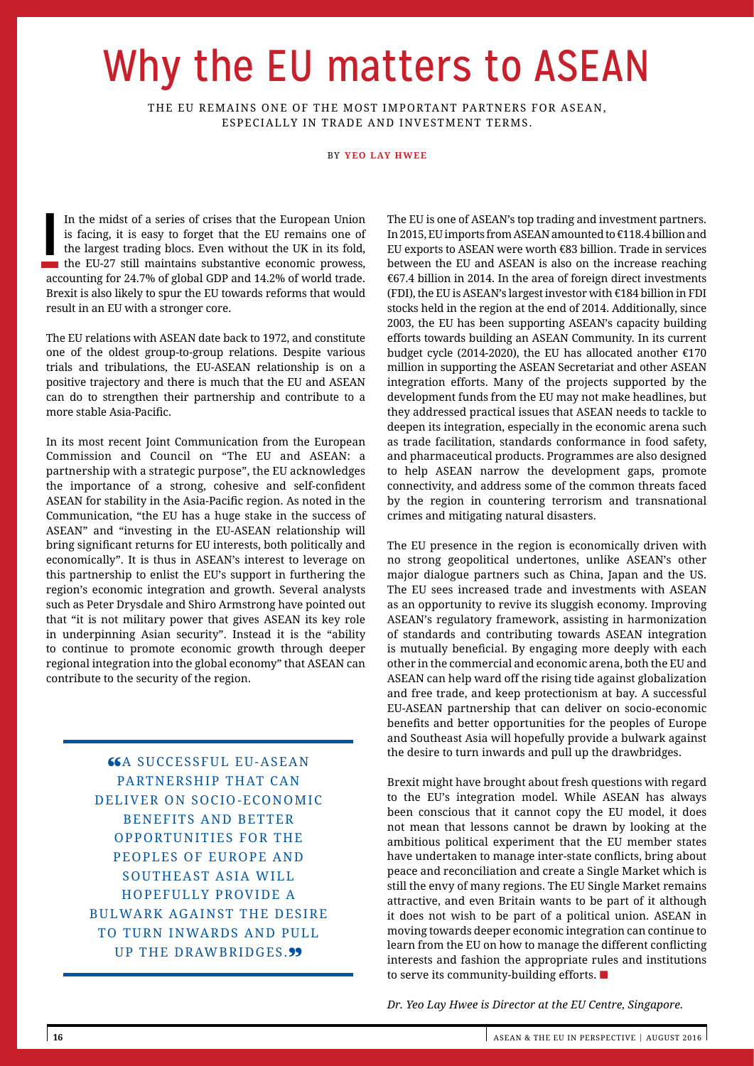# Why the EU matters to ASEAN

THE EU REMAINS ONE OF THE MOST IMPORTANT PARTNERS FOR ASEAN, ESPECIALLY IN TRADE AND INVESTMENT TERMS.

BY **YEO LAY HWEE**

In the midst of a series of crises that the European Union is facing, it is easy to forget that the EU remains one of the largest trading blocs. Even without the UK in its fold, the EU-27 still maintains substantive economic prowess, accounting for 24.7% of global GDP and 14.2% of world trade. Brexit is also likely to spur the EU towards reforms that would result in an EU with a stronger core.

The EU relations with ASEAN date back to 1972, and constitute one of the oldest group-to-group relations. Despite various trials and tribulations, the EU-ASEAN relationship is on a positive trajectory and there is much that the EU and ASEAN can do to strengthen their partnership and contribute to a more stable Asia-Pacific.

In its most recent Joint Communication from the European Commission and Council on "The EU and ASEAN: a partnership with a strategic purpose", the EU acknowledges the importance of a strong, cohesive and self-confident ASEAN for stability in the Asia-Pacific region. As noted in the Communication, "the EU has a huge stake in the success of ASEAN" and "investing in the EU-ASEAN relationship will bring significant returns for EU interests, both politically and economically". It is thus in ASEAN's interest to leverage on this partnership to enlist the EU's support in furthering the region's economic integration and growth. Several analysts such as Peter Drysdale and Shiro Armstrong have pointed out that "it is not military power that gives ASEAN its key role in underpinning Asian security". Instead it is the "ability to continue to promote economic growth through deeper regional integration into the global economy" that ASEAN can contribute to the security of the region.

> "A SUCCESSFUL EU-ASEAN PARTNERSHIP THAT CAN DELIVER ON SOCIO-ECONOMIC BENEFITS AND BETTER OPPORTUNITIES FOR THE PEOPLES OF EUROPE AND SOUTHEAST ASIA WILL HOPEFULLY PROVIDE A BULWARK AGAINST THE DESIRE TO TURN INWARDS AND PULL UP THE DRAWBRIDGES."

The EU is one of ASEAN's top trading and investment partners. In 2015, EU imports from ASEAN amounted to €118.4 billion and EU exports to ASEAN were worth €83 billion. Trade in services between the EU and ASEAN is also on the increase reaching €67.4 billion in 2014. In the area of foreign direct investments (FDI), the EU is ASEAN's largest investor with €184 billion in FDI stocks held in the region at the end of 2014. Additionally, since 2003, the EU has been supporting ASEAN's capacity building efforts towards building an ASEAN Community. In its current budget cycle (2014-2020), the EU has allocated another €170 million in supporting the ASEAN Secretariat and other ASEAN integration efforts. Many of the projects supported by the development funds from the EU may not make headlines, but they addressed practical issues that ASEAN needs to tackle to deepen its integration, especially in the economic arena such as trade facilitation, standards conformance in food safety, and pharmaceutical products. Programmes are also designed to help ASEAN narrow the development gaps, promote connectivity, and address some of the common threats faced by the region in countering terrorism and transnational crimes and mitigating natural disasters.

The EU presence in the region is economically driven with no strong geopolitical undertones, unlike ASEAN's other major dialogue partners such as China, Japan and the US. The EU sees increased trade and investments with ASEAN as an opportunity to revive its sluggish economy. Improving ASEAN's regulatory framework, assisting in harmonization of standards and contributing towards ASEAN integration is mutually beneficial. By engaging more deeply with each other in the commercial and economic arena, both the EU and ASEAN can help ward off the rising tide against globalization and free trade, and keep protectionism at bay. A successful EU-ASEAN partnership that can deliver on socio-economic benefits and better opportunities for the peoples of Europe and Southeast Asia will hopefully provide a bulwark against the desire to turn inwards and pull up the drawbridges.

Brexit might have brought about fresh questions with regard to the EU's integration model. While ASEAN has always been conscious that it cannot copy the EU model, it does not mean that lessons cannot be drawn by looking at the ambitious political experiment that the EU member states have undertaken to manage inter-state conflicts, bring about peace and reconciliation and create a Single Market which is still the envy of many regions. The EU Single Market remains attractive, and even Britain wants to be part of it although it does not wish to be part of a political union. ASEAN in moving towards deeper economic integration can continue to learn from the EU on how to manage the different conflicting interests and fashion the appropriate rules and institutions to serve its community-building efforts. ■

*Dr. Yeo Lay Hwee is Director at the EU Centre, Singapore.*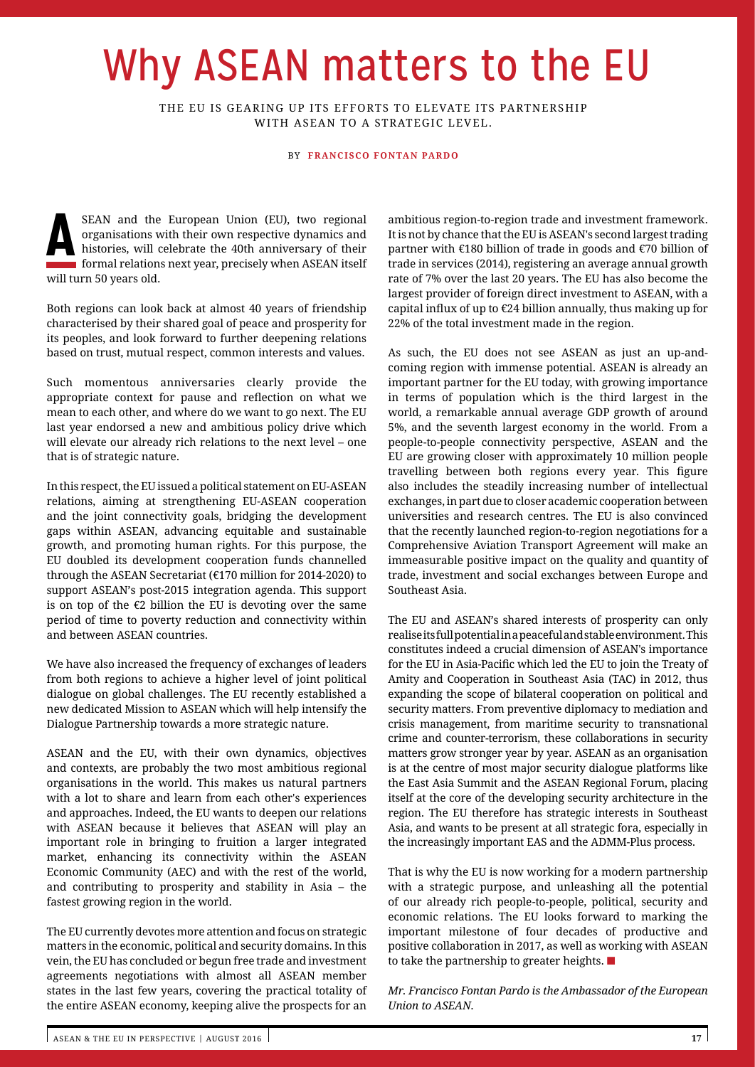# Why ASEAN matters to the EU

THE EU IS GEARING UP ITS EFFORTS TO ELEVATE ITS PARTNERSHIP WITH ASEAN TO A STRATEGIC LEVEL.

BY **FRANCISCO FONTAN PARDO**

ASEAN and the European Union (EU), two regional organisations with their own respective dynamics and histories, will celebrate the 40th anniversary of their formal relations next year, precisely when ASEAN itself will turn 50 years old.

Both regions can look back at almost 40 years of friendship characterised by their shared goal of peace and prosperity for its peoples, and look forward to further deepening relations based on trust, mutual respect, common interests and values.

Such momentous anniversaries clearly provide the appropriate context for pause and reflection on what we mean to each other, and where do we want to go next. The EU last year endorsed a new and ambitious policy drive which will elevate our already rich relations to the next level – one that is of strategic nature.

In this respect, the EU issued a political statement on EU-ASEAN relations, aiming at strengthening EU-ASEAN cooperation and the joint connectivity goals, bridging the development gaps within ASEAN, advancing equitable and sustainable growth, and promoting human rights. For this purpose, the EU doubled its development cooperation funds channelled through the ASEAN Secretariat (€170 million for 2014-2020) to support ASEAN's post-2015 integration agenda. This support is on top of the €2 billion the EU is devoting over the same period of time to poverty reduction and connectivity within and between ASEAN countries.

We have also increased the frequency of exchanges of leaders from both regions to achieve a higher level of joint political dialogue on global challenges. The EU recently established a new dedicated Mission to ASEAN which will help intensify the Dialogue Partnership towards a more strategic nature.

ASEAN and the EU, with their own dynamics, objectives and contexts, are probably the two most ambitious regional organisations in the world. This makes us natural partners with a lot to share and learn from each other's experiences and approaches. Indeed, the EU wants to deepen our relations with ASEAN because it believes that ASEAN will play an important role in bringing to fruition a larger integrated market, enhancing its connectivity within the ASEAN Economic Community (AEC) and with the rest of the world, and contributing to prosperity and stability in Asia – the fastest growing region in the world.

The EU currently devotes more attention and focus on strategic matters in the economic, political and security domains. In this vein, the EU has concluded or begun free trade and investment agreements negotiations with almost all ASEAN member states in the last few years, covering the practical totality of the entire ASEAN economy, keeping alive the prospects for an ambitious region-to-region trade and investment framework. It is not by chance that the EU is ASEAN's second largest trading partner with €180 billion of trade in goods and €70 billion of trade in services (2014), registering an average annual growth rate of 7% over the last 20 years. The EU has also become the largest provider of foreign direct investment to ASEAN, with a capital influx of up to €24 billion annually, thus making up for 22% of the total investment made in the region.

As such, the EU does not see ASEAN as just an up-and-coming region with immense potential. ASEAN is already an important partner for the EU today, with growing importance in terms of population which is the third largest in the world, a remarkable annual average GDP growth of around 5%, and the seventh largest economy in the world. From a people-to-people connectivity perspective, ASEAN and the EU are growing closer with approximately 10 million people travelling between both regions every year. This figure also includes the steadily increasing number of intellectual exchanges, in part due to closer academic cooperation between universities and research centres. The EU is also convinced that the recently launched region-to-region negotiations for a Comprehensive Aviation Transport Agreement will make an immeasurable positive impact on the quality and quantity of trade, investment and social exchanges between Europe and Southeast Asia.

The EU and ASEAN's shared interests of prosperity can only realise its full potential in a peaceful and stable environment. This constitutes indeed a crucial dimension of ASEAN's importance for the EU in Asia-Pacific which led the EU to join the Treaty of Amity and Cooperation in Southeast Asia (TAC) in 2012, thus expanding the scope of bilateral cooperation on political and security matters. From preventive diplomacy to mediation and crisis management, from maritime security to transnational crime and counter-terrorism, these collaborations in security matters grow stronger year by year. ASEAN as an organisation is at the centre of most major security dialogue platforms like the East Asia Summit and the ASEAN Regional Forum, placing itself at the core of the developing security architecture in the region. The EU therefore has strategic interests in Southeast Asia, and wants to be present at all strategic fora, especially in the increasingly important EAS and the ADMM-Plus process.

That is why the EU is now working for a modern partnership with a strategic purpose, and unleashing all the potential of our already rich people-to-people, political, security and economic relations. The EU looks forward to marking the important milestone of four decades of productive and positive collaboration in 2017, as well as working with ASEAN to take the partnership to greater heights. ■

*Mr. Francisco Fontan Pardo is the Ambassador of the European Union to ASEAN.*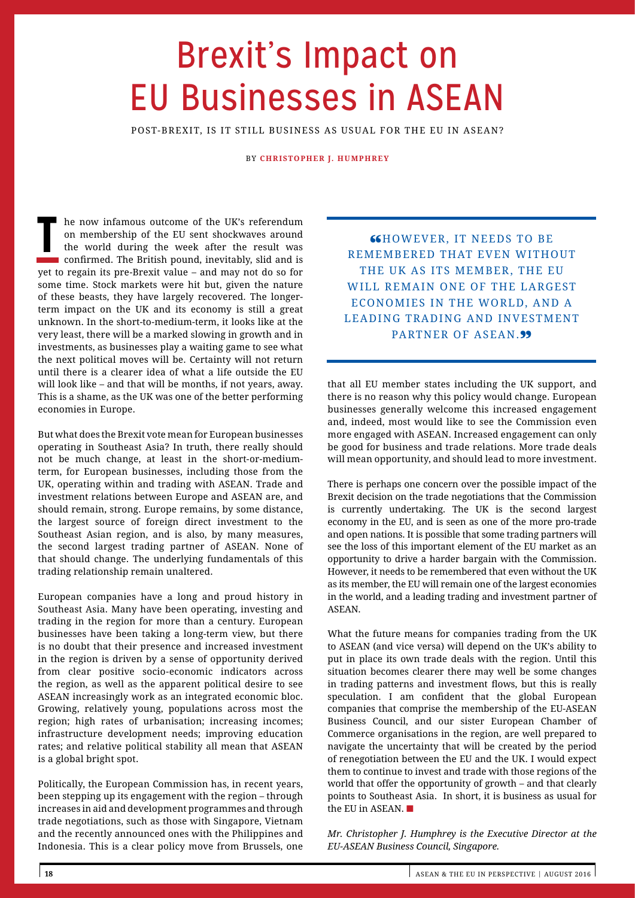# Brexit's Impact on EU Businesses in ASEAN

POST-BREXIT, IS IT STILL BUSINESS AS USUAL FOR THE EU IN ASEAN?

BY **CHRISTOPHER J. HUMPHREY**

The now infamous outcome of the UK's referendum on membership of the EU sent shockwaves around the world during the week after the result was confirmed. The British pound, inevitably, slid and is yet to regain its pre-Brexit value – and may not do so for some time. Stock markets were hit but, given the nature of these beasts, they have largely recovered. The longer-term impact on the UK and its economy is still a great unknown. In the short-to-medium-term, it looks like at the very least, there will be a marked slowing in growth and in investments, as businesses play a waiting game to see what the next political moves will be. Certainty will not return until there is a clearer idea of what a life outside the EU will look like – and that will be months, if not years, away. This is a shame, as the UK was one of the better performing economies in Europe.

But what does the Brexit vote mean for European businesses operating in Southeast Asia? In truth, there really should not be much change, at least in the short-or-medium-term, for European businesses, including those from the UK, operating within and trading with ASEAN. Trade and investment relations between Europe and ASEAN are, and should remain, strong. Europe remains, by some distance, the largest source of foreign direct investment to the Southeast Asian region, and is also, by many measures, the second largest trading partner of ASEAN. None of that should change. The underlying fundamentals of this trading relationship remain unaltered.

European companies have a long and proud history in Southeast Asia. Many have been operating, investing and trading in the region for more than a century. European businesses have been taking a long-term view, but there is no doubt that their presence and increased investment in the region is driven by a sense of opportunity derived from clear positive socio-economic indicators across the region, as well as the apparent political desire to see ASEAN increasingly work as an integrated economic bloc. Growing, relatively young, populations across most the region; high rates of urbanisation; increasing incomes; infrastructure development needs; improving education rates; and relative political stability all mean that ASEAN is a global bright spot.

Politically, the European Commission has, in recent years, been stepping up its engagement with the region – through increases in aid and development programmes and through trade negotiations, such as those with Singapore, Vietnam and the recently announced ones with the Philippines and Indonesia. This is a clear policy move from Brussels, one that all EU member states including the UK support, and there is no reason why this policy would change. European businesses generally welcome this increased engagement and, indeed, most would like to see the Commission even more engaged with ASEAN. Increased engagement can only be good for business and trade relations. More trade deals will mean opportunity, and should lead to more investment.

> "HOWEVER, IT NEEDS TO BE REMEMBERED THAT EVEN WITHOUT THE UK AS ITS MEMBER, THE EU WILL REMAIN ONE OF THE LARGEST ECONOMIES IN THE WORLD, AND A LEADING TRADING AND INVESTMENT PARTNER OF ASEAN."

There is perhaps one concern over the possible impact of the Brexit decision on the trade negotiations that the Commission is currently undertaking. The UK is the second largest economy in the EU, and is seen as one of the more pro-trade and open nations. It is possible that some trading partners will see the loss of this important element of the EU market as an opportunity to drive a harder bargain with the Commission. However, it needs to be remembered that even without the UK as its member, the EU will remain one of the largest economies in the world, and a leading trading and investment partner of ASEAN.

What the future means for companies trading from the UK to ASEAN (and vice versa) will depend on the UK's ability to put in place its own trade deals with the region. Until this situation becomes clearer there may well be some changes in trading patterns and investment flows, but this is really speculation. I am confident that the global European companies that comprise the membership of the EU-ASEAN Business Council, and our sister European Chamber of Commerce organisations in the region, are well prepared to navigate the uncertainty that will be created by the period of renegotiation between the EU and the UK. I would expect them to continue to invest and trade with those regions of the world that offer the opportunity of growth – and that clearly points to Southeast Asia. In short, it is business as usual for the EU in ASEAN. ■

*Mr. Christopher J. Humphrey is the Executive Director at the EU-ASEAN Business Council, Singapore.*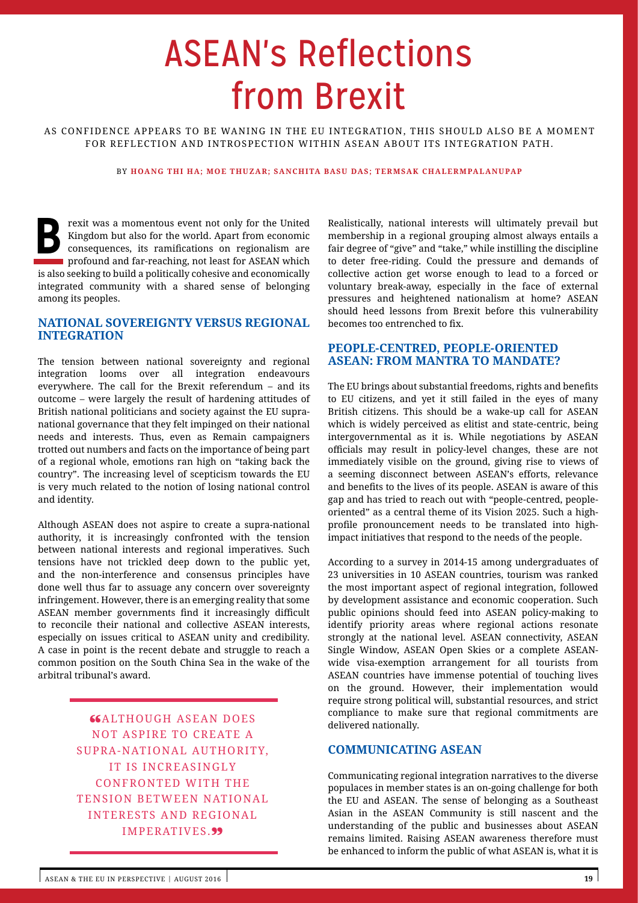# ASEAN's Reflections from Brexit

AS CONFIDENCE APPEARS TO BE WANING IN THE EU INTEGRATION, THIS SHOULD ALSO BE A MOMENT FOR REFLECTION AND INTROSPECTION WITHIN ASEAN ABOUT ITS INTEGRATION PATH.

BY **HOANG THI HA; MOE THUZAR; SANCHITA BASU DAS; TERMSAK CHALERMPALANUPAP**

Brexit was a momentous event not only for the United Kingdom but also for the world. Apart from economic consequences, its ramifications on regionalism are profound and far-reaching, not least for ASEAN which is also seeking to build a politically cohesive and economically integrated community with a shared sense of belonging among its peoples.

## NATIONAL SOVEREIGNTY VERSUS REGIONAL INTEGRATION

The tension between national sovereignty and regional integration looms over all integration endeavours everywhere. The call for the Brexit referendum – and its outcome – were largely the result of hardening attitudes of British national politicians and society against the EU supra-national governance that they felt impinged on their national needs and interests. Thus, even as Remain campaigners trotted out numbers and facts on the importance of being part of a regional whole, emotions ran high on "taking back the country". The increasing level of scepticism towards the EU is very much related to the notion of losing national control and identity.

Although ASEAN does not aspire to create a supra-national authority, it is increasingly confronted with the tension between national interests and regional imperatives. Such tensions have not trickled deep down to the public yet, and the non-interference and consensus principles have done well thus far to assuage any concern over sovereignty infringement. However, there is an emerging reality that some ASEAN member governments find it increasingly difficult to reconcile their national and collective ASEAN interests, especially on issues critical to ASEAN unity and credibility. A case in point is the recent debate and struggle to reach a common position on the South China Sea in the wake of the arbitral tribunal's award.

> "ALTHOUGH ASEAN DOES NOT ASPIRE TO CREATE A SUPRA-NATIONAL AUTHORITY, IT IS INCREASINGLY CONFRONTED WITH THE TENSION BETWEEN NATIONAL INTERESTS AND REGIONAL IMPERATIVES."

Realistically, national interests will ultimately prevail but membership in a regional grouping almost always entails a fair degree of "give" and "take," while instilling the discipline to deter free-riding. Could the pressure and demands of collective action get worse enough to lead to a forced or voluntary break-away, especially in the face of external pressures and heightened nationalism at home? ASEAN should heed lessons from Brexit before this vulnerability becomes too entrenched to fix.

## PEOPLE-CENTRED, PEOPLE-ORIENTED ASEAN: FROM MANTRA TO MANDATE?

The EU brings about substantial freedoms, rights and benefits to EU citizens, and yet it still failed in the eyes of many British citizens. This should be a wake-up call for ASEAN which is widely perceived as elitist and state-centric, being intergovernmental as it is. While negotiations by ASEAN officials may result in policy-level changes, these are not immediately visible on the ground, giving rise to views of a seeming disconnect between ASEAN's efforts, relevance and benefits to the lives of its people. ASEAN is aware of this gap and has tried to reach out with "people-centred, people-oriented" as a central theme of its Vision 2025. Such a high-profile pronouncement needs to be translated into high-impact initiatives that respond to the needs of the people.

According to a survey in 2014-15 among undergraduates of 23 universities in 10 ASEAN countries, tourism was ranked the most important aspect of regional integration, followed by development assistance and economic cooperation. Such public opinions should feed into ASEAN policy-making to identify priority areas where regional actions resonate strongly at the national level. ASEAN connectivity, ASEAN Single Window, ASEAN Open Skies or a complete ASEAN-wide visa-exemption arrangement for all tourists from ASEAN countries have immense potential of touching lives on the ground. However, their implementation would require strong political will, substantial resources, and strict compliance to make sure that regional commitments are delivered nationally.

## COMMUNICATING ASEAN

Communicating regional integration narratives to the diverse populaces in member states is an on-going challenge for both the EU and ASEAN. The sense of belonging as a Southeast Asian in the ASEAN Community is still nascent and the understanding of the public and businesses about ASEAN remains limited. Raising ASEAN awareness therefore must be enhanced to inform the public of what ASEAN is, what it is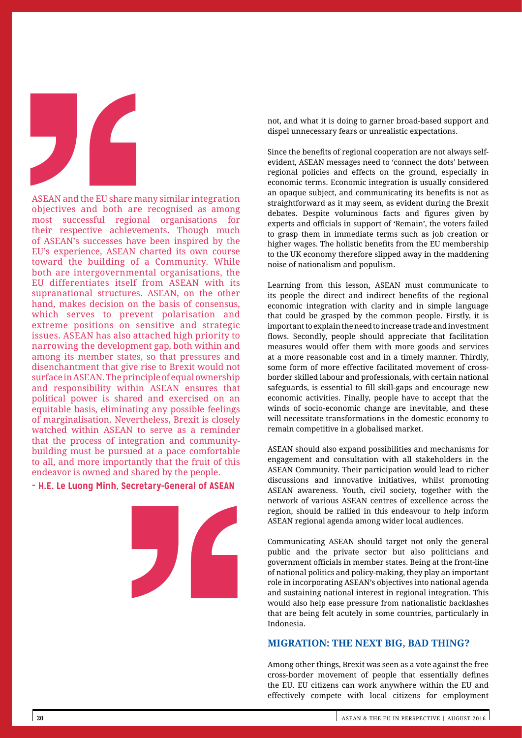> ASEAN and the EU share many similar integration objectives and both are recognised as among most successful regional organisations for their respective achievements. Though much of ASEAN's successes have been inspired by the EU's experience, ASEAN charted its own course toward the building of a Community. While both are intergovernmental organisations, the EU differentiates itself from ASEAN with its supranational structures. ASEAN, on the other hand, makes decision on the basis of consensus, which serves to prevent polarisation and extreme positions on sensitive and strategic issues. ASEAN has also attached high priority to narrowing the development gap, both within and among its member states, so that pressures and disenchantment that give rise to Brexit would not surface in ASEAN. The principle of equal ownership and responsibility within ASEAN ensures that political power is shared and exercised on an equitable basis, eliminating any possible feelings of marginalisation. Nevertheless, Brexit is closely watched within ASEAN to serve as a reminder that the process of integration and community-building must be pursued at a pace comfortable to all, and more importantly that the fruit of this endeavor is owned and shared by the people.
>
> **~ H.E. Le Luong Minh, Secretary-General of ASEAN**

not, and what it is doing to garner broad-based support and dispel unnecessary fears or unrealistic expectations.

Since the benefits of regional cooperation are not always self-evident, ASEAN messages need to 'connect the dots' between regional policies and effects on the ground, especially in economic terms. Economic integration is usually considered an opaque subject, and communicating its benefits is not as straightforward as it may seem, as evident during the Brexit debates. Despite voluminous facts and figures given by experts and officials in support of 'Remain', the voters failed to grasp them in immediate terms such as job creation or higher wages. The holistic benefits from the EU membership to the UK economy therefore slipped away in the maddening noise of nationalism and populism.

Learning from this lesson, ASEAN must communicate to its people the direct and indirect benefits of the regional economic integration with clarity and in simple language that could be grasped by the common people. Firstly, it is important to explain the need to increase trade and investment flows. Secondly, people should appreciate that facilitation measures would offer them with more goods and services at a more reasonable cost and in a timely manner. Thirdly, some form of more effective facilitated movement of cross-border skilled labour and professionals, with certain national safeguards, is essential to fill skill-gaps and encourage new economic activities. Finally, people have to accept that the winds of socio-economic change are inevitable, and these will necessitate transformations in the domestic economy to remain competitive in a globalised market.

ASEAN should also expand possibilities and mechanisms for engagement and consultation with all stakeholders in the ASEAN Community. Their participation would lead to richer discussions and innovative initiatives, whilst promoting ASEAN awareness. Youth, civil society, together with the network of various ASEAN centres of excellence across the region, should be rallied in this endeavour to help inform ASEAN regional agenda among wider local audiences.

Communicating ASEAN should target not only the general public and the private sector but also politicians and government officials in member states. Being at the front-line of national politics and policy-making, they play an important role in incorporating ASEAN's objectives into national agenda and sustaining national interest in regional integration. This would also help ease pressure from nationalistic backlashes that are being felt acutely in some countries, particularly in Indonesia.

## MIGRATION: THE NEXT BIG, BAD THING?

Among other things, Brexit was seen as a vote against the free cross-border movement of people that essentially defines the EU. EU citizens can work anywhere within the EU and effectively compete with local citizens for employment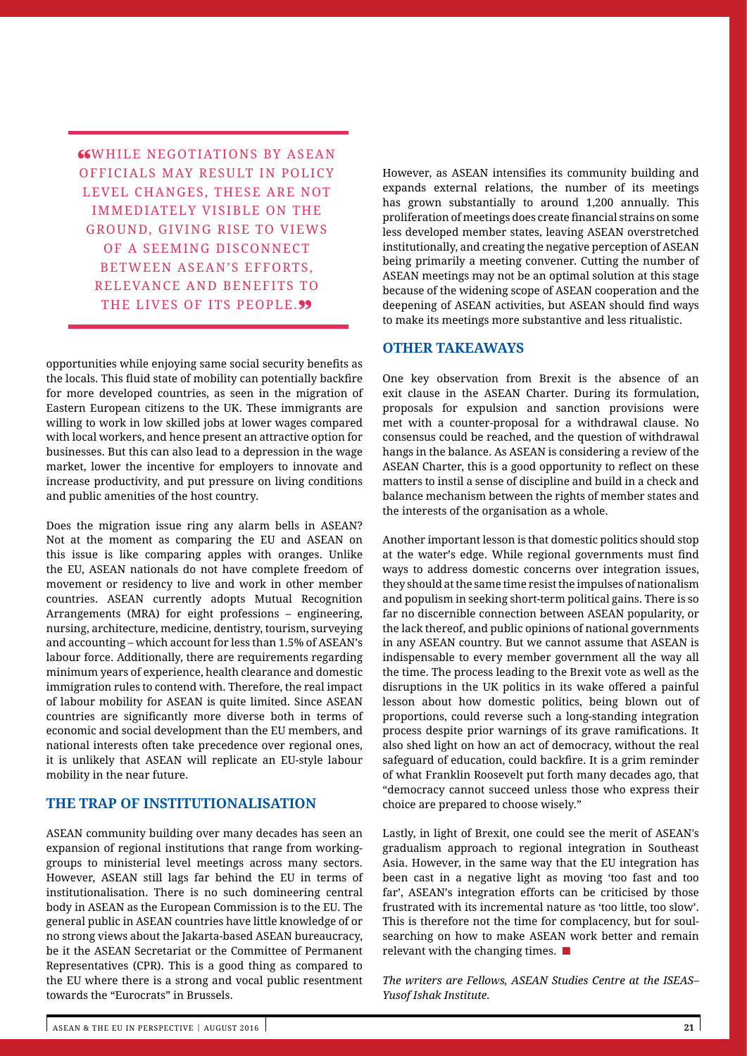> "WHILE NEGOTIATIONS BY ASEAN OFFICIALS MAY RESULT IN POLICY LEVEL CHANGES, THESE ARE NOT IMMEDIATELY VISIBLE ON THE GROUND, GIVING RISE TO VIEWS OF A SEEMING DISCONNECT BETWEEN ASEAN'S EFFORTS, RELEVANCE AND BENEFITS TO THE LIVES OF ITS PEOPLE."

opportunities while enjoying same social security benefits as the locals. This fluid state of mobility can potentially backfire for more developed countries, as seen in the migration of Eastern European citizens to the UK. These immigrants are willing to work in low skilled jobs at lower wages compared with local workers, and hence present an attractive option for businesses. But this can also lead to a depression in the wage market, lower the incentive for employers to innovate and increase productivity, and put pressure on living conditions and public amenities of the host country.

Does the migration issue ring any alarm bells in ASEAN? Not at the moment as comparing the EU and ASEAN on this issue is like comparing apples with oranges. Unlike the EU, ASEAN nationals do not have complete freedom of movement or residency to live and work in other member countries. ASEAN currently adopts Mutual Recognition Arrangements (MRA) for eight professions – engineering, nursing, architecture, medicine, dentistry, tourism, surveying and accounting – which account for less than 1.5% of ASEAN's labour force. Additionally, there are requirements regarding minimum years of experience, health clearance and domestic immigration rules to contend with. Therefore, the real impact of labour mobility for ASEAN is quite limited. Since ASEAN countries are significantly more diverse both in terms of economic and social development than the EU members, and national interests often take precedence over regional ones, it is unlikely that ASEAN will replicate an EU-style labour mobility in the near future.

## THE TRAP OF INSTITUTIONALISATION

ASEAN community building over many decades has seen an expansion of regional institutions that range from working-groups to ministerial level meetings across many sectors. However, ASEAN still lags far behind the EU in terms of institutionalisation. There is no such domineering central body in ASEAN as the European Commission is to the EU. The general public in ASEAN countries have little knowledge of or no strong views about the Jakarta-based ASEAN bureaucracy, be it the ASEAN Secretariat or the Committee of Permanent Representatives (CPR). This is a good thing as compared to the EU where there is a strong and vocal public resentment towards the "Eurocrats" in Brussels.

However, as ASEAN intensifies its community building and expands external relations, the number of its meetings has grown substantially to around 1,200 annually. This proliferation of meetings does create financial strains on some less developed member states, leaving ASEAN overstretched institutionally, and creating the negative perception of ASEAN being primarily a meeting convener. Cutting the number of ASEAN meetings may not be an optimal solution at this stage because of the widening scope of ASEAN cooperation and the deepening of ASEAN activities, but ASEAN should find ways to make its meetings more substantive and less ritualistic.

## OTHER TAKEAWAYS

One key observation from Brexit is the absence of an exit clause in the ASEAN Charter. During its formulation, proposals for expulsion and sanction provisions were met with a counter-proposal for a withdrawal clause. No consensus could be reached, and the question of withdrawal hangs in the balance. As ASEAN is considering a review of the ASEAN Charter, this is a good opportunity to reflect on these matters to instil a sense of discipline and build in a check and balance mechanism between the rights of member states and the interests of the organisation as a whole.

Another important lesson is that domestic politics should stop at the water's edge. While regional governments must find ways to address domestic concerns over integration issues, they should at the same time resist the impulses of nationalism and populism in seeking short-term political gains. There is so far no discernible connection between ASEAN popularity, or the lack thereof, and public opinions of national governments in any ASEAN country. But we cannot assume that ASEAN is indispensable to every member government all the way all the time. The process leading to the Brexit vote as well as the disruptions in the UK politics in its wake offered a painful lesson about how domestic politics, being blown out of proportions, could reverse such a long-standing integration process despite prior warnings of its grave ramifications. It also shed light on how an act of democracy, without the real safeguard of education, could backfire. It is a grim reminder of what Franklin Roosevelt put forth many decades ago, that "democracy cannot succeed unless those who express their choice are prepared to choose wisely."

Lastly, in light of Brexit, one could see the merit of ASEAN's gradualism approach to regional integration in Southeast Asia. However, in the same way that the EU integration has been cast in a negative light as moving 'too fast and too far', ASEAN's integration efforts can be criticised by those frustrated with its incremental nature as 'too little, too slow'. This is therefore not the time for complacency, but for soul-searching on how to make ASEAN work better and remain relevant with the changing times. ■

*The writers are Fellows, ASEAN Studies Centre at the ISEAS–Yusof Ishak Institute.*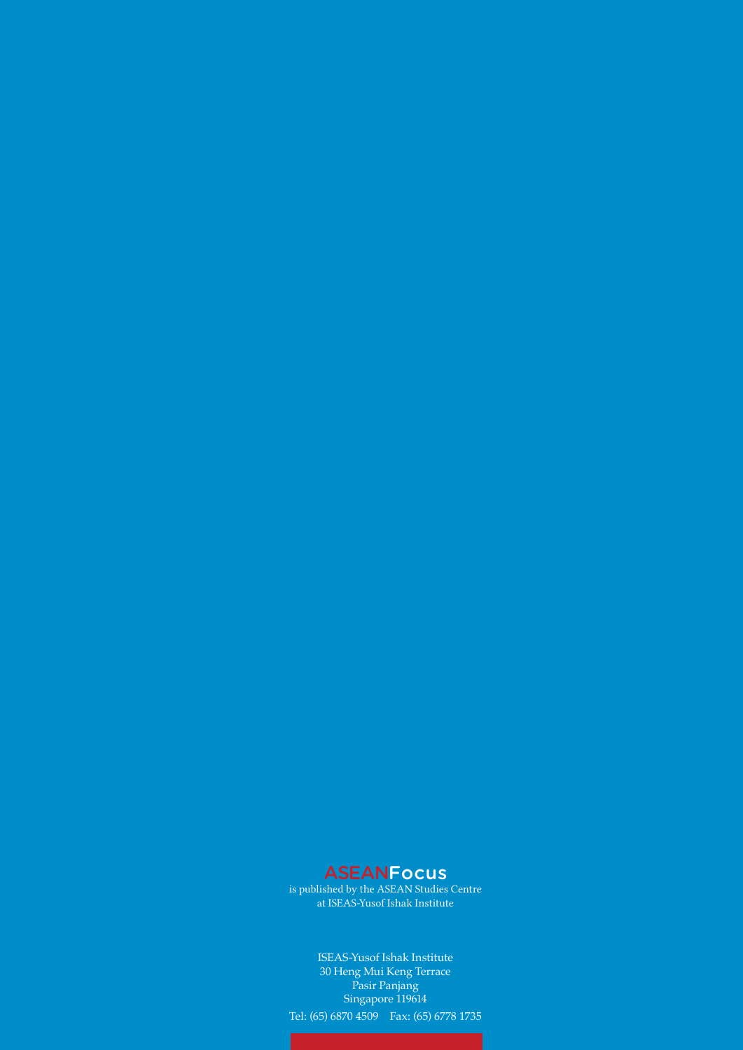**ASEANFocus**
is published by the ASEAN Studies Centre
at ISEAS-Yusof Ishak Institute

ISEAS-Yusof Ishak Institute
30 Heng Mui Keng Terrace
Pasir Panjang
Singapore 119614

Tel: (65) 6870 4509    Fax: (65) 6778 1735